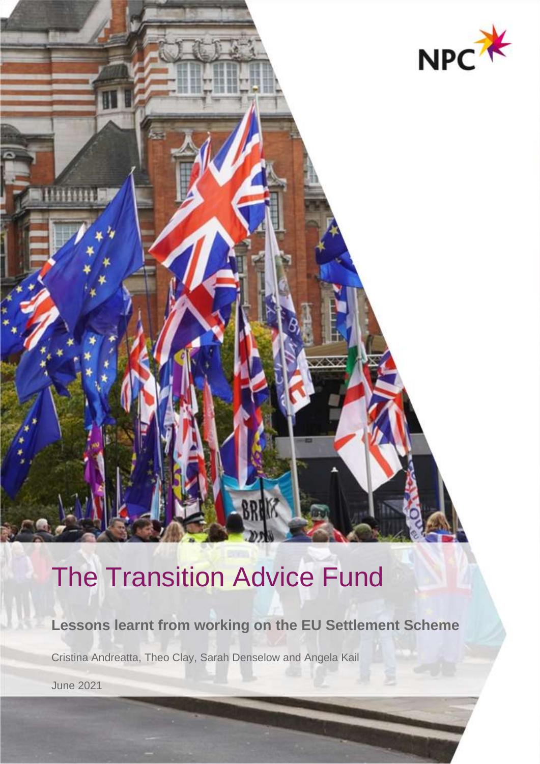NPC

# The Transition Advice Fund

**Lessons learnt from working on the EU Settlement Scheme**

Cristina Andreatta, Theo Clay, Sarah Denselow and Angela Kail

June 2021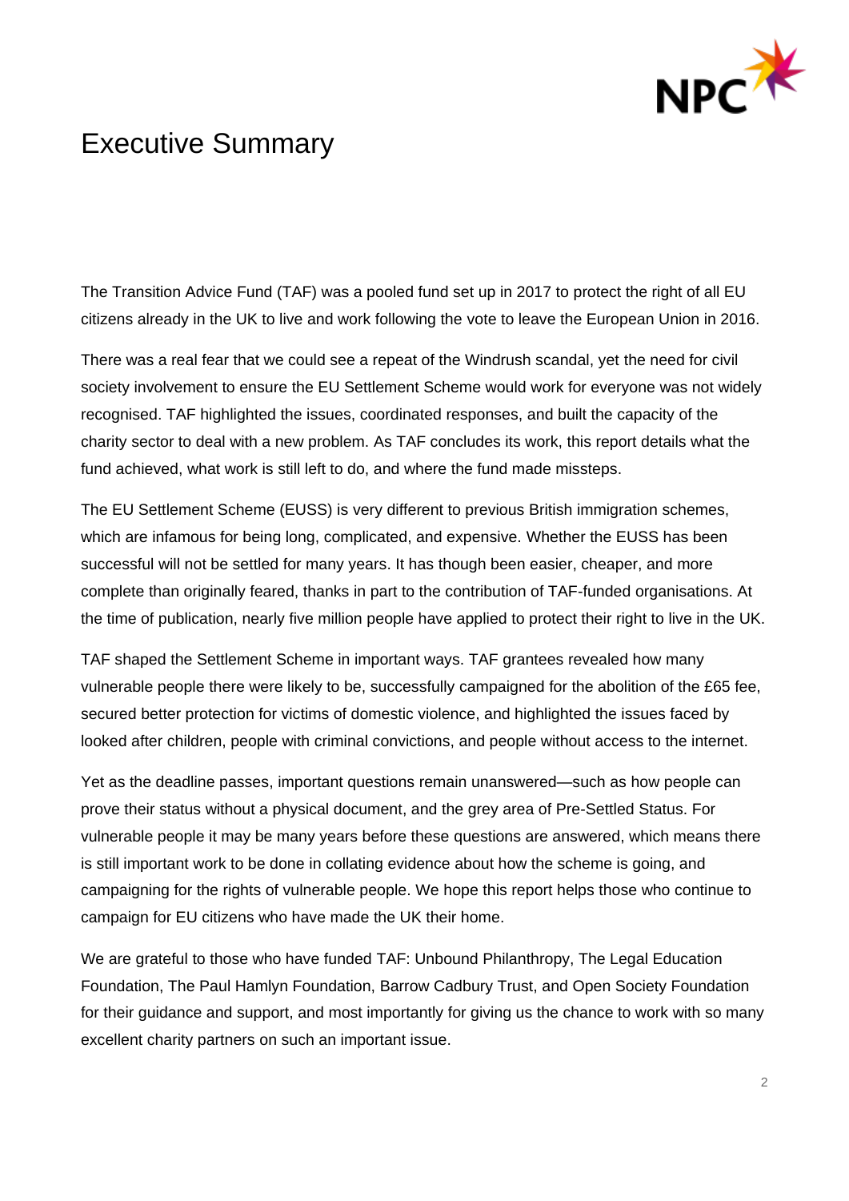# Executive Summary

The Transition Advice Fund (TAF) was a pooled fund set up in 2017 to protect the right of all EU citizens already in the UK to live and work following the vote to leave the European Union in 2016.

There was a real fear that we could see a repeat of the Windrush scandal, yet the need for civil society involvement to ensure the EU Settlement Scheme would work for everyone was not widely recognised. TAF highlighted the issues, coordinated responses, and built the capacity of the charity sector to deal with a new problem. As TAF concludes its work, this report details what the fund achieved, what work is still left to do, and where the fund made missteps.

The EU Settlement Scheme (EUSS) is very different to previous British immigration schemes, which are infamous for being long, complicated, and expensive. Whether the EUSS has been successful will not be settled for many years. It has though been easier, cheaper, and more complete than originally feared, thanks in part to the contribution of TAF-funded organisations. At the time of publication, nearly five million people have applied to protect their right to live in the UK.

TAF shaped the Settlement Scheme in important ways. TAF grantees revealed how many vulnerable people there were likely to be, successfully campaigned for the abolition of the £65 fee, secured better protection for victims of domestic violence, and highlighted the issues faced by looked after children, people with criminal convictions, and people without access to the internet.

Yet as the deadline passes, important questions remain unanswered—such as how people can prove their status without a physical document, and the grey area of Pre-Settled Status. For vulnerable people it may be many years before these questions are answered, which means there is still important work to be done in collating evidence about how the scheme is going, and campaigning for the rights of vulnerable people. We hope this report helps those who continue to campaign for EU citizens who have made the UK their home.

We are grateful to those who have funded TAF: Unbound Philanthropy, The Legal Education Foundation, The Paul Hamlyn Foundation, Barrow Cadbury Trust, and Open Society Foundation for their guidance and support, and most importantly for giving us the chance to work with so many excellent charity partners on such an important issue.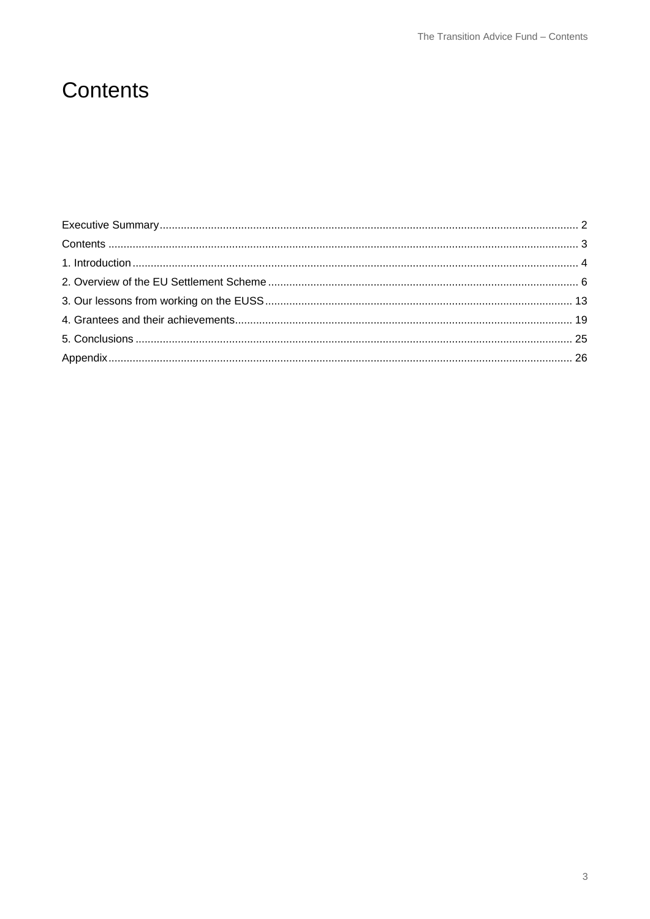# Contents

Executive Summary ........................................ 2
Contents ........................................ 3
1. Introduction ........................................ 4
2. Overview of the EU Settlement Scheme ........................................ 6
3. Our lessons from working on the EUSS ........................................ 13
4. Grantees and their achievements ........................................ 19
5. Conclusions ........................................ 25
Appendix ........................................ 26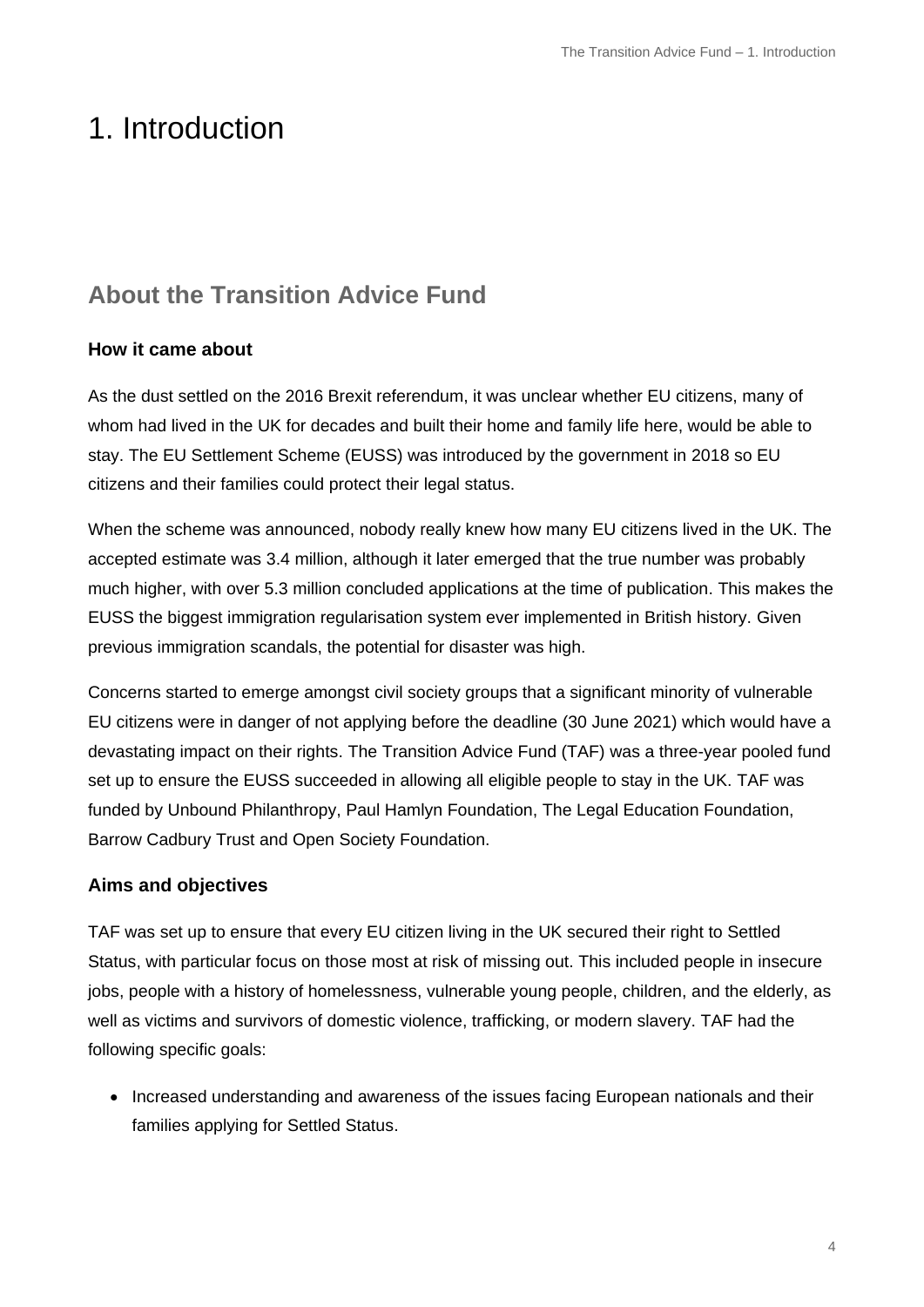# 1. Introduction

## About the Transition Advice Fund

### How it came about

As the dust settled on the 2016 Brexit referendum, it was unclear whether EU citizens, many of whom had lived in the UK for decades and built their home and family life here, would be able to stay. The EU Settlement Scheme (EUSS) was introduced by the government in 2018 so EU citizens and their families could protect their legal status.

When the scheme was announced, nobody really knew how many EU citizens lived in the UK. The accepted estimate was 3.4 million, although it later emerged that the true number was probably much higher, with over 5.3 million concluded applications at the time of publication. This makes the EUSS the biggest immigration regularisation system ever implemented in British history. Given previous immigration scandals, the potential for disaster was high.

Concerns started to emerge amongst civil society groups that a significant minority of vulnerable EU citizens were in danger of not applying before the deadline (30 June 2021) which would have a devastating impact on their rights. The Transition Advice Fund (TAF) was a three-year pooled fund set up to ensure the EUSS succeeded in allowing all eligible people to stay in the UK. TAF was funded by Unbound Philanthropy, Paul Hamlyn Foundation, The Legal Education Foundation, Barrow Cadbury Trust and Open Society Foundation.

### Aims and objectives

TAF was set up to ensure that every EU citizen living in the UK secured their right to Settled Status, with particular focus on those most at risk of missing out. This included people in insecure jobs, people with a history of homelessness, vulnerable young people, children, and the elderly, as well as victims and survivors of domestic violence, trafficking, or modern slavery. TAF had the following specific goals:

- Increased understanding and awareness of the issues facing European nationals and their families applying for Settled Status.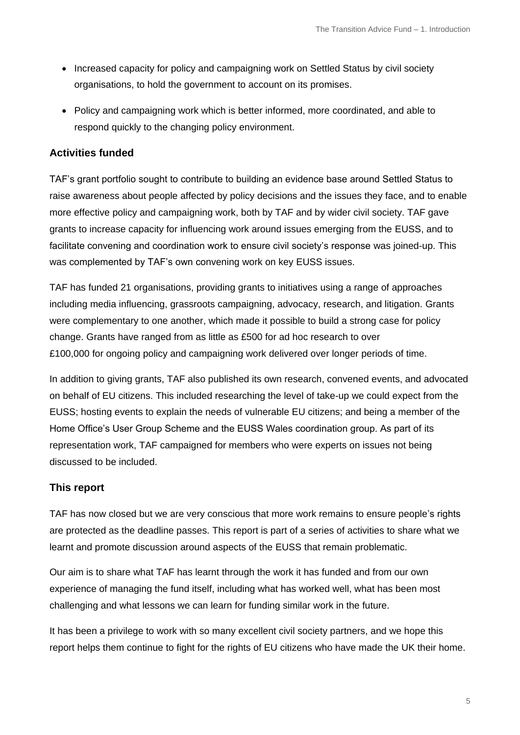- Increased capacity for policy and campaigning work on Settled Status by civil society organisations, to hold the government to account on its promises.
- Policy and campaigning work which is better informed, more coordinated, and able to respond quickly to the changing policy environment.

### Activities funded

TAF's grant portfolio sought to contribute to building an evidence base around Settled Status to raise awareness about people affected by policy decisions and the issues they face, and to enable more effective policy and campaigning work, both by TAF and by wider civil society. TAF gave grants to increase capacity for influencing work around issues emerging from the EUSS, and to facilitate convening and coordination work to ensure civil society's response was joined-up. This was complemented by TAF's own convening work on key EUSS issues.

TAF has funded 21 organisations, providing grants to initiatives using a range of approaches including media influencing, grassroots campaigning, advocacy, research, and litigation. Grants were complementary to one another, which made it possible to build a strong case for policy change. Grants have ranged from as little as £500 for ad hoc research to over £100,000 for ongoing policy and campaigning work delivered over longer periods of time.

In addition to giving grants, TAF also published its own research, convened events, and advocated on behalf of EU citizens. This included researching the level of take-up we could expect from the EUSS; hosting events to explain the needs of vulnerable EU citizens; and being a member of the Home Office's User Group Scheme and the EUSS Wales coordination group. As part of its representation work, TAF campaigned for members who were experts on issues not being discussed to be included.

### This report

TAF has now closed but we are very conscious that more work remains to ensure people's rights are protected as the deadline passes. This report is part of a series of activities to share what we learnt and promote discussion around aspects of the EUSS that remain problematic.

Our aim is to share what TAF has learnt through the work it has funded and from our own experience of managing the fund itself, including what has worked well, what has been most challenging and what lessons we can learn for funding similar work in the future.

It has been a privilege to work with so many excellent civil society partners, and we hope this report helps them continue to fight for the rights of EU citizens who have made the UK their home.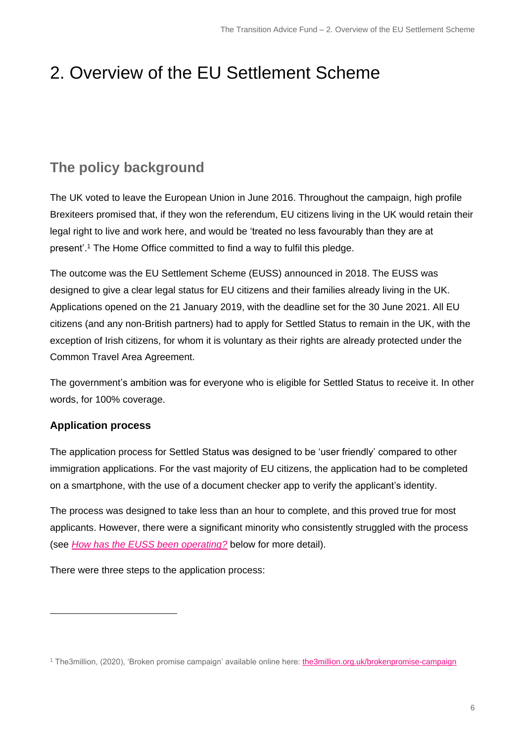# 2. Overview of the EU Settlement Scheme

## The policy background

The UK voted to leave the European Union in June 2016. Throughout the campaign, high profile Brexiteers promised that, if they won the referendum, EU citizens living in the UK would retain their legal right to live and work here, and would be 'treated no less favourably than they are at present'.[1] The Home Office committed to find a way to fulfil this pledge.

The outcome was the EU Settlement Scheme (EUSS) announced in 2018. The EUSS was designed to give a clear legal status for EU citizens and their families already living in the UK. Applications opened on the 21 January 2019, with the deadline set for the 30 June 2021. All EU citizens (and any non-British partners) had to apply for Settled Status to remain in the UK, with the exception of Irish citizens, for whom it is voluntary as their rights are already protected under the Common Travel Area Agreement.

The government's ambition was for everyone who is eligible for Settled Status to receive it. In other words, for 100% coverage.

### Application process

The application process for Settled Status was designed to be 'user friendly' compared to other immigration applications. For the vast majority of EU citizens, the application had to be completed on a smartphone, with the use of a document checker app to verify the applicant's identity.

The process was designed to take less than an hour to complete, and this proved true for most applicants. However, there were a significant minority who consistently struggled with the process (see *How has the EUSS been operating?* below for more detail).

There were three steps to the application process:

---

[1] The3million, (2020), 'Broken promise campaign' available online here: the3million.org.uk/brokenpromise-campaign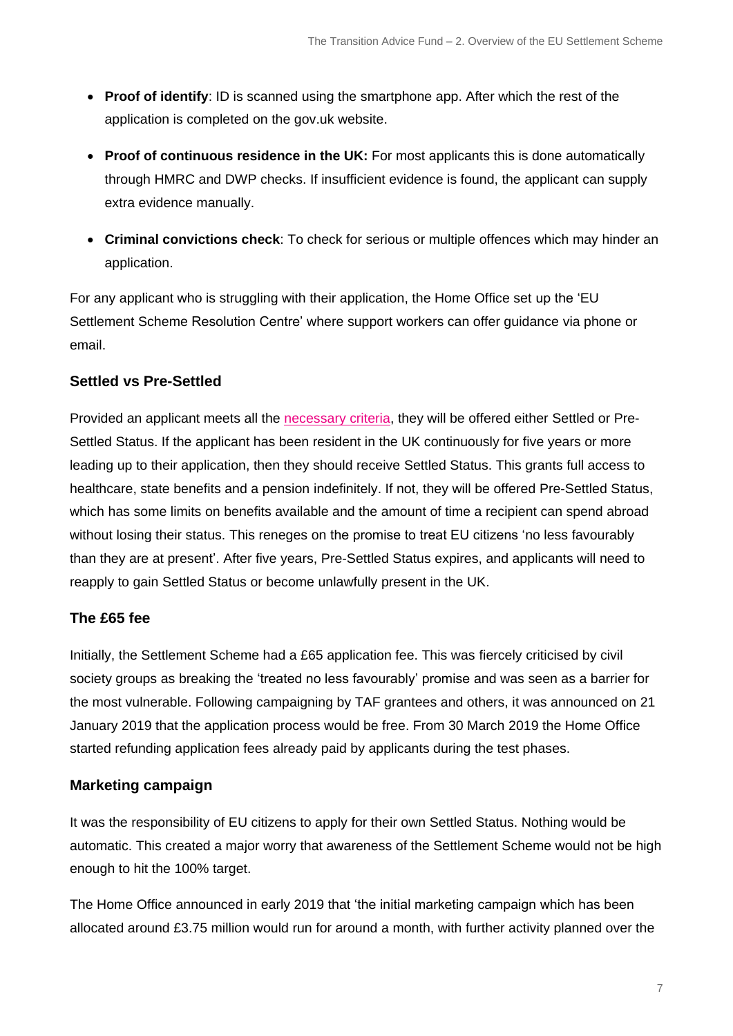- **Proof of identify**: ID is scanned using the smartphone app. After which the rest of the application is completed on the gov.uk website.
- **Proof of continuous residence in the UK:** For most applicants this is done automatically through HMRC and DWP checks. If insufficient evidence is found, the applicant can supply extra evidence manually.
- **Criminal convictions check**: To check for serious or multiple offences which may hinder an application.

For any applicant who is struggling with their application, the Home Office set up the 'EU Settlement Scheme Resolution Centre' where support workers can offer guidance via phone or email.

### Settled vs Pre-Settled

Provided an applicant meets all the necessary criteria, they will be offered either Settled or Pre-Settled Status. If the applicant has been resident in the UK continuously for five years or more leading up to their application, then they should receive Settled Status. This grants full access to healthcare, state benefits and a pension indefinitely. If not, they will be offered Pre-Settled Status, which has some limits on benefits available and the amount of time a recipient can spend abroad without losing their status. This reneges on the promise to treat EU citizens 'no less favourably than they are at present'. After five years, Pre-Settled Status expires, and applicants will need to reapply to gain Settled Status or become unlawfully present in the UK.

### The £65 fee

Initially, the Settlement Scheme had a £65 application fee. This was fiercely criticised by civil society groups as breaking the 'treated no less favourably' promise and was seen as a barrier for the most vulnerable. Following campaigning by TAF grantees and others, it was announced on 21 January 2019 that the application process would be free. From 30 March 2019 the Home Office started refunding application fees already paid by applicants during the test phases.

### Marketing campaign

It was the responsibility of EU citizens to apply for their own Settled Status. Nothing would be automatic. This created a major worry that awareness of the Settlement Scheme would not be high enough to hit the 100% target.

The Home Office announced in early 2019 that 'the initial marketing campaign which has been allocated around £3.75 million would run for around a month, with further activity planned over the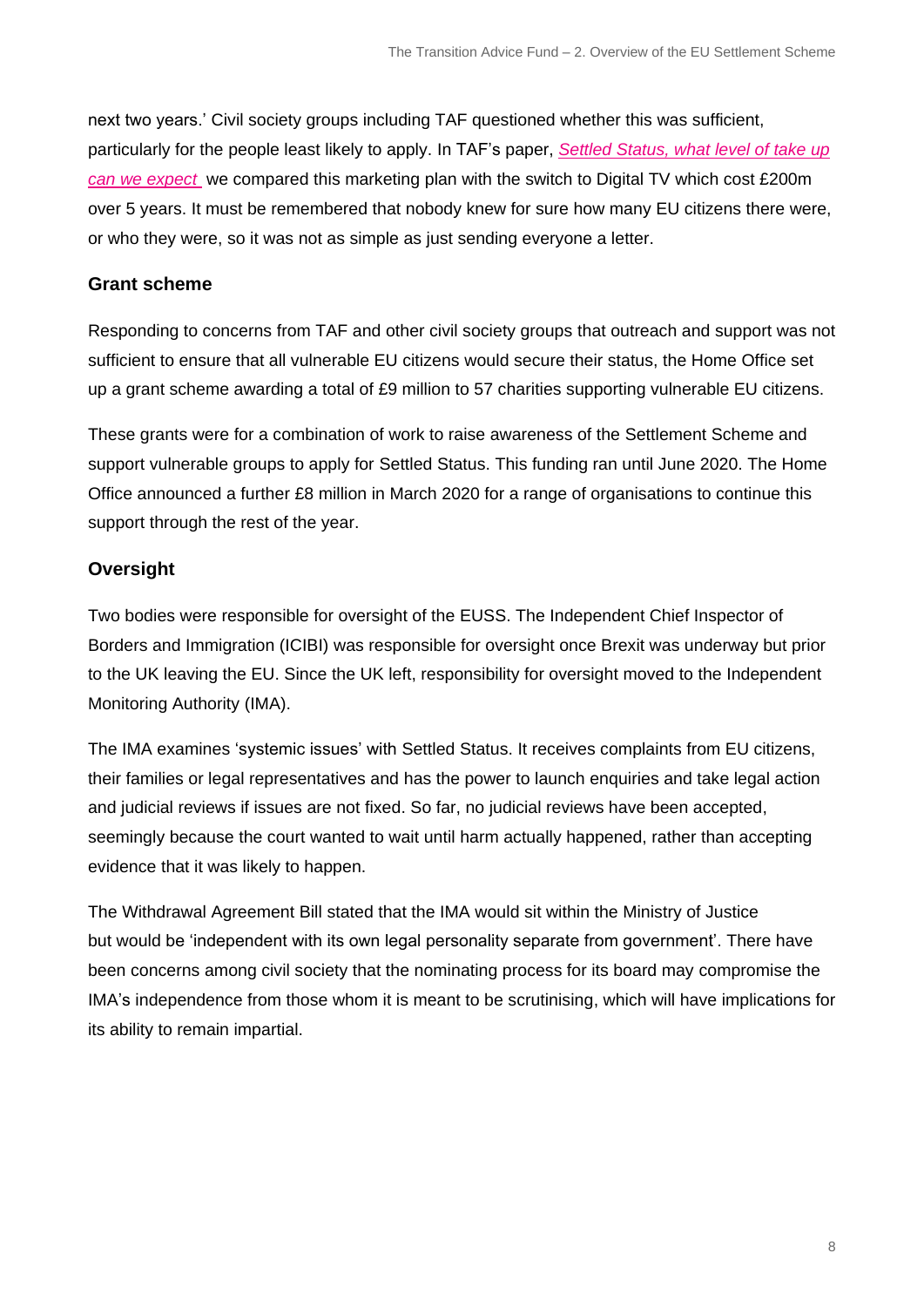next two years.' Civil society groups including TAF questioned whether this was sufficient, particularly for the people least likely to apply. In TAF's paper, *Settled Status, what level of take up can we expect* we compared this marketing plan with the switch to Digital TV which cost £200m over 5 years. It must be remembered that nobody knew for sure how many EU citizens there were, or who they were, so it was not as simple as just sending everyone a letter.

### Grant scheme

Responding to concerns from TAF and other civil society groups that outreach and support was not sufficient to ensure that all vulnerable EU citizens would secure their status, the Home Office set up a grant scheme awarding a total of £9 million to 57 charities supporting vulnerable EU citizens.

These grants were for a combination of work to raise awareness of the Settlement Scheme and support vulnerable groups to apply for Settled Status. This funding ran until June 2020. The Home Office announced a further £8 million in March 2020 for a range of organisations to continue this support through the rest of the year.

### Oversight

Two bodies were responsible for oversight of the EUSS. The Independent Chief Inspector of Borders and Immigration (ICIBI) was responsible for oversight once Brexit was underway but prior to the UK leaving the EU. Since the UK left, responsibility for oversight moved to the Independent Monitoring Authority (IMA).

The IMA examines 'systemic issues' with Settled Status. It receives complaints from EU citizens, their families or legal representatives and has the power to launch enquiries and take legal action and judicial reviews if issues are not fixed. So far, no judicial reviews have been accepted, seemingly because the court wanted to wait until harm actually happened, rather than accepting evidence that it was likely to happen.

The Withdrawal Agreement Bill stated that the IMA would sit within the Ministry of Justice but would be 'independent with its own legal personality separate from government'. There have been concerns among civil society that the nominating process for its board may compromise the IMA's independence from those whom it is meant to be scrutinising, which will have implications for its ability to remain impartial.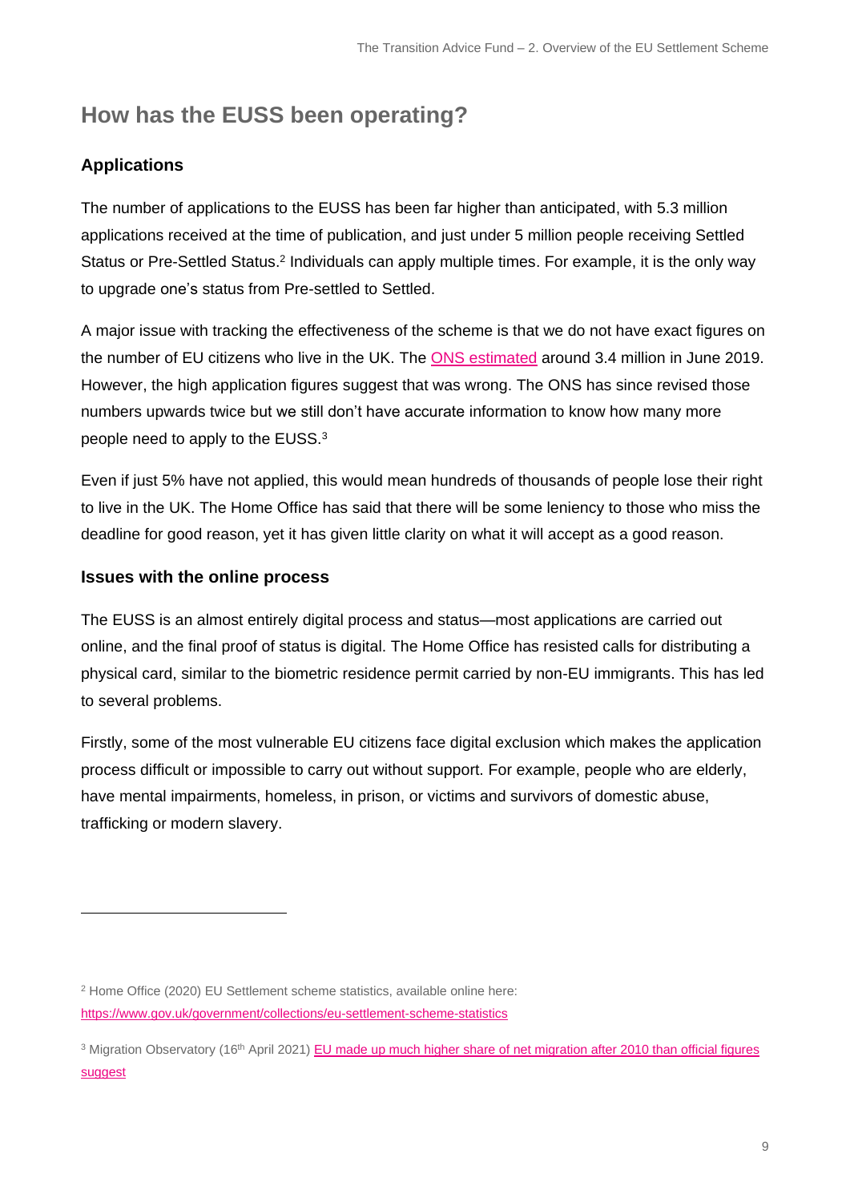## How has the EUSS been operating?

### Applications

The number of applications to the EUSS has been far higher than anticipated, with 5.3 million applications received at the time of publication, and just under 5 million people receiving Settled Status or Pre-Settled Status.[2] Individuals can apply multiple times. For example, it is the only way to upgrade one's status from Pre-settled to Settled.

A major issue with tracking the effectiveness of the scheme is that we do not have exact figures on the number of EU citizens who live in the UK. The ONS estimated around 3.4 million in June 2019. However, the high application figures suggest that was wrong. The ONS has since revised those numbers upwards twice but we still don't have accurate information to know how many more people need to apply to the EUSS.[3]

Even if just 5% have not applied, this would mean hundreds of thousands of people lose their right to live in the UK. The Home Office has said that there will be some leniency to those who miss the deadline for good reason, yet it has given little clarity on what it will accept as a good reason.

### Issues with the online process

The EUSS is an almost entirely digital process and status—most applications are carried out online, and the final proof of status is digital. The Home Office has resisted calls for distributing a physical card, similar to the biometric residence permit carried by non-EU immigrants. This has led to several problems.

Firstly, some of the most vulnerable EU citizens face digital exclusion which makes the application process difficult or impossible to carry out without support. For example, people who are elderly, have mental impairments, homeless, in prison, or victims and survivors of domestic abuse, trafficking or modern slavery.

---

[2] Home Office (2020) EU Settlement scheme statistics, available online here: https://www.gov.uk/government/collections/eu-settlement-scheme-statistics

[3] Migration Observatory (16th April 2021) EU made up much higher share of net migration after 2010 than official figures suggest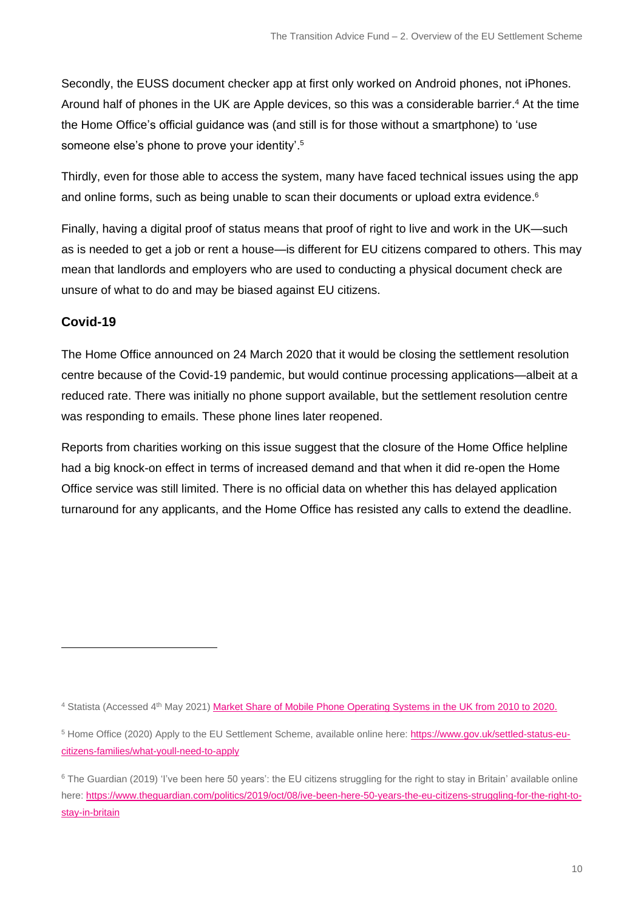Secondly, the EUSS document checker app at first only worked on Android phones, not iPhones. Around half of phones in the UK are Apple devices, so this was a considerable barrier.[4] At the time the Home Office's official guidance was (and still is for those without a smartphone) to 'use someone else's phone to prove your identity'.[5]

Thirdly, even for those able to access the system, many have faced technical issues using the app and online forms, such as being unable to scan their documents or upload extra evidence.[6]

Finally, having a digital proof of status means that proof of right to live and work in the UK—such as is needed to get a job or rent a house—is different for EU citizens compared to others. This may mean that landlords and employers who are used to conducting a physical document check are unsure of what to do and may be biased against EU citizens.

### Covid-19

The Home Office announced on 24 March 2020 that it would be closing the settlement resolution centre because of the Covid-19 pandemic, but would continue processing applications—albeit at a reduced rate. There was initially no phone support available, but the settlement resolution centre was responding to emails. These phone lines later reopened.

Reports from charities working on this issue suggest that the closure of the Home Office helpline had a big knock-on effect in terms of increased demand and that when it did re-open the Home Office service was still limited. There is no official data on whether this has delayed application turnaround for any applicants, and the Home Office has resisted any calls to extend the deadline.

---

[4] Statista (Accessed 4th May 2021) [Market Share of Mobile Phone Operating Systems in the UK from 2010 to 2020.]

[5] Home Office (2020) Apply to the EU Settlement Scheme, available online here: https://www.gov.uk/settled-status-eu-citizens-families/what-youll-need-to-apply

[6] The Guardian (2019) 'I've been here 50 years': the EU citizens struggling for the right to stay in Britain' available online here: https://www.theguardian.com/politics/2019/oct/08/ive-been-here-50-years-the-eu-citizens-struggling-for-the-right-to-stay-in-britain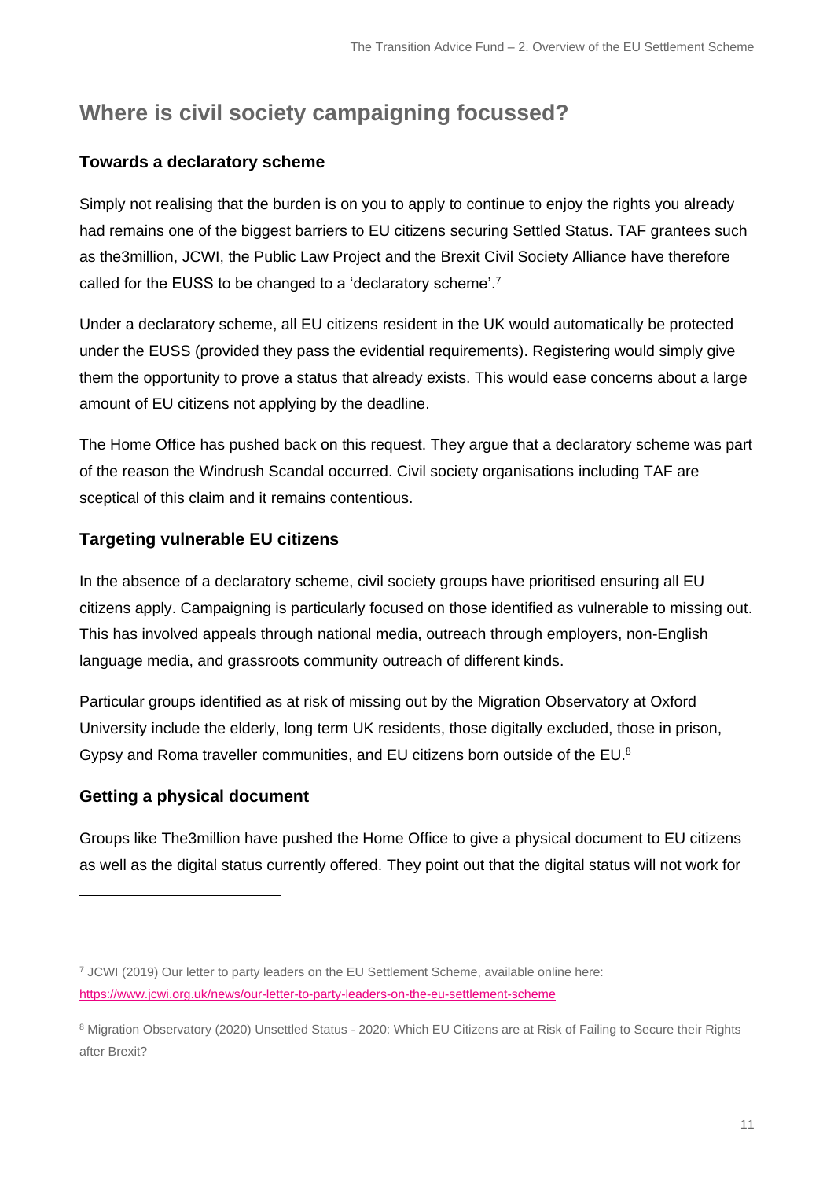## Where is civil society campaigning focussed?

### Towards a declaratory scheme

Simply not realising that the burden is on you to apply to continue to enjoy the rights you already had remains one of the biggest barriers to EU citizens securing Settled Status. TAF grantees such as the3million, JCWI, the Public Law Project and the Brexit Civil Society Alliance have therefore called for the EUSS to be changed to a 'declaratory scheme'.[7]

Under a declaratory scheme, all EU citizens resident in the UK would automatically be protected under the EUSS (provided they pass the evidential requirements). Registering would simply give them the opportunity to prove a status that already exists. This would ease concerns about a large amount of EU citizens not applying by the deadline.

The Home Office has pushed back on this request. They argue that a declaratory scheme was part of the reason the Windrush Scandal occurred. Civil society organisations including TAF are sceptical of this claim and it remains contentious.

### Targeting vulnerable EU citizens

In the absence of a declaratory scheme, civil society groups have prioritised ensuring all EU citizens apply. Campaigning is particularly focused on those identified as vulnerable to missing out. This has involved appeals through national media, outreach through employers, non-English language media, and grassroots community outreach of different kinds.

Particular groups identified as at risk of missing out by the Migration Observatory at Oxford University include the elderly, long term UK residents, those digitally excluded, those in prison, Gypsy and Roma traveller communities, and EU citizens born outside of the EU.[8]

### Getting a physical document

Groups like The3million have pushed the Home Office to give a physical document to EU citizens as well as the digital status currently offered. They point out that the digital status will not work for

---

[7] JCWI (2019) Our letter to party leaders on the EU Settlement Scheme, available online here: https://www.jcwi.org.uk/news/our-letter-to-party-leaders-on-the-eu-settlement-scheme

[8] Migration Observatory (2020) Unsettled Status - 2020: Which EU Citizens are at Risk of Failing to Secure their Rights after Brexit?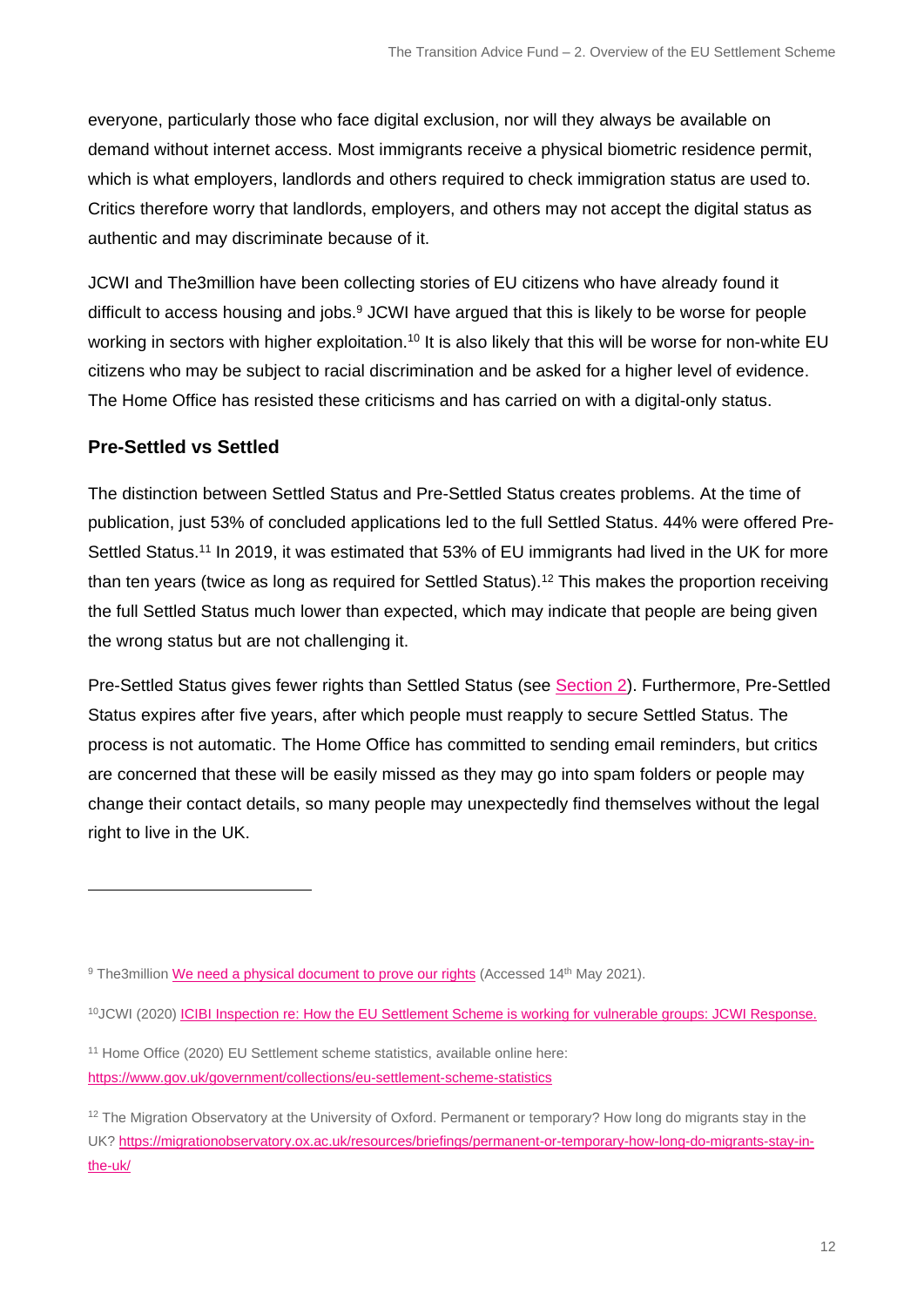everyone, particularly those who face digital exclusion, nor will they always be available on demand without internet access. Most immigrants receive a physical biometric residence permit, which is what employers, landlords and others required to check immigration status are used to. Critics therefore worry that landlords, employers, and others may not accept the digital status as authentic and may discriminate because of it.

JCWI and The3million have been collecting stories of EU citizens who have already found it difficult to access housing and jobs.[9] JCWI have argued that this is likely to be worse for people working in sectors with higher exploitation.[10] It is also likely that this will be worse for non-white EU citizens who may be subject to racial discrimination and be asked for a higher level of evidence. The Home Office has resisted these criticisms and has carried on with a digital-only status.

### Pre-Settled vs Settled

The distinction between Settled Status and Pre-Settled Status creates problems. At the time of publication, just 53% of concluded applications led to the full Settled Status. 44% were offered Pre-Settled Status.[11] In 2019, it was estimated that 53% of EU immigrants had lived in the UK for more than ten years (twice as long as required for Settled Status).[12] This makes the proportion receiving the full Settled Status much lower than expected, which may indicate that people are being given the wrong status but are not challenging it.

Pre-Settled Status gives fewer rights than Settled Status (see [Section 2](#)). Furthermore, Pre-Settled Status expires after five years, after which people must reapply to secure Settled Status. The process is not automatic. The Home Office has committed to sending email reminders, but critics are concerned that these will be easily missed as they may go into spam folders or people may change their contact details, so many people may unexpectedly find themselves without the legal right to live in the UK.

---

[9] The3million [We need a physical document to prove our rights](#) (Accessed 14th May 2021).

[10] JCWI (2020) [ICIBI Inspection re: How the EU Settlement Scheme is working for vulnerable groups: JCWI Response.](#)

[11] Home Office (2020) EU Settlement scheme statistics, available online here: https://www.gov.uk/government/collections/eu-settlement-scheme-statistics

[12] The Migration Observatory at the University of Oxford. Permanent or temporary? How long do migrants stay in the UK? https://migrationobservatory.ox.ac.uk/resources/briefings/permanent-or-temporary-how-long-do-migrants-stay-in-the-uk/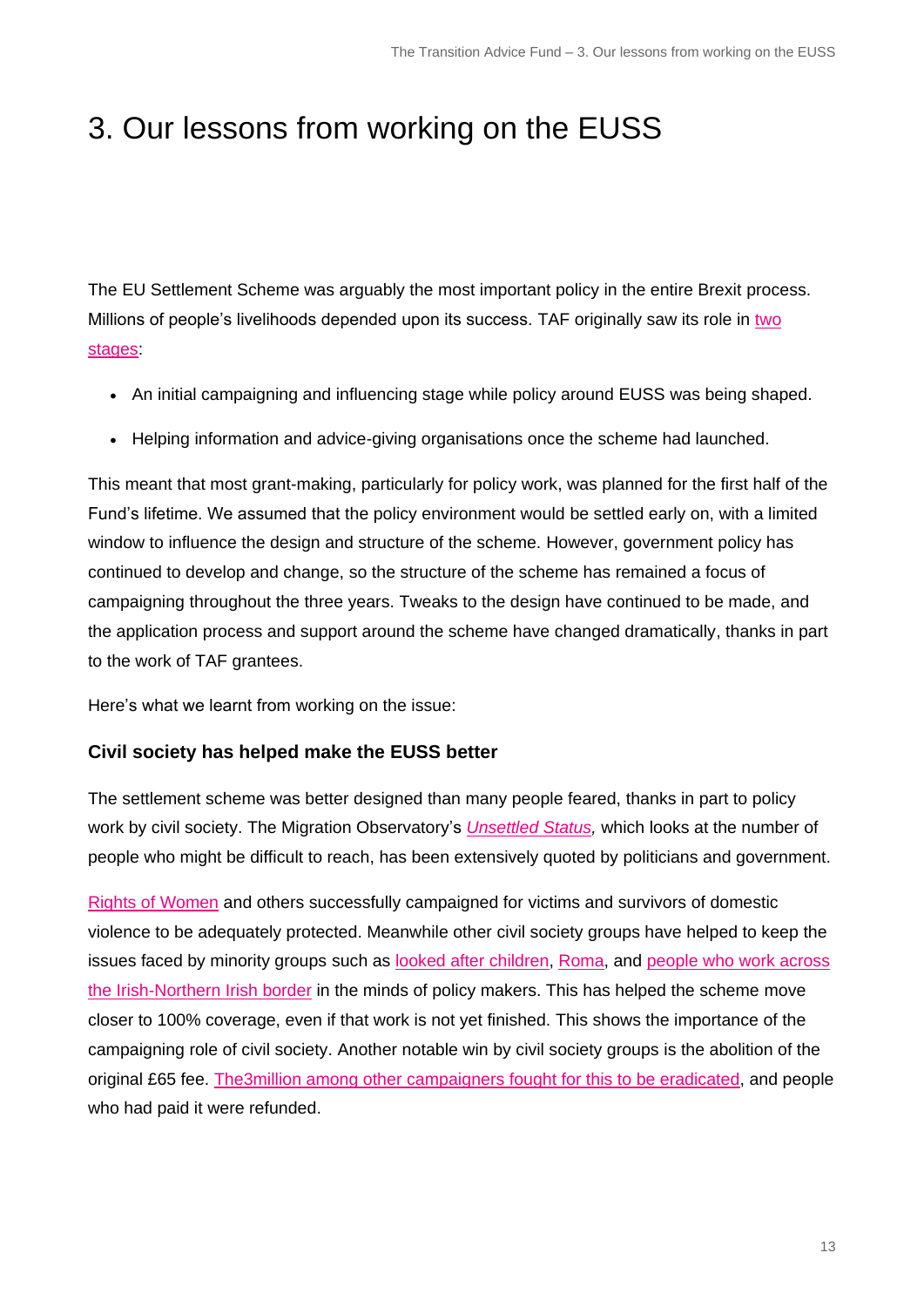# 3. Our lessons from working on the EUSS

The EU Settlement Scheme was arguably the most important policy in the entire Brexit process. Millions of people's livelihoods depended upon its success. TAF originally saw its role in two stages:

- An initial campaigning and influencing stage while policy around EUSS was being shaped.
- Helping information and advice-giving organisations once the scheme had launched.

This meant that most grant-making, particularly for policy work, was planned for the first half of the Fund's lifetime. We assumed that the policy environment would be settled early on, with a limited window to influence the design and structure of the scheme. However, government policy has continued to develop and change, so the structure of the scheme has remained a focus of campaigning throughout the three years. Tweaks to the design have continued to be made, and the application process and support around the scheme have changed dramatically, thanks in part to the work of TAF grantees.

Here's what we learnt from working on the issue:

### Civil society has helped make the EUSS better

The settlement scheme was better designed than many people feared, thanks in part to policy work by civil society. The Migration Observatory's *Unsettled Status,* which looks at the number of people who might be difficult to reach, has been extensively quoted by politicians and government.

Rights of Women and others successfully campaigned for victims and survivors of domestic violence to be adequately protected. Meanwhile other civil society groups have helped to keep the issues faced by minority groups such as looked after children, Roma, and people who work across the Irish-Northern Irish border in the minds of policy makers. This has helped the scheme move closer to 100% coverage, even if that work is not yet finished. This shows the importance of the campaigning role of civil society. Another notable win by civil society groups is the abolition of the original £65 fee. The3million among other campaigners fought for this to be eradicated, and people who had paid it were refunded.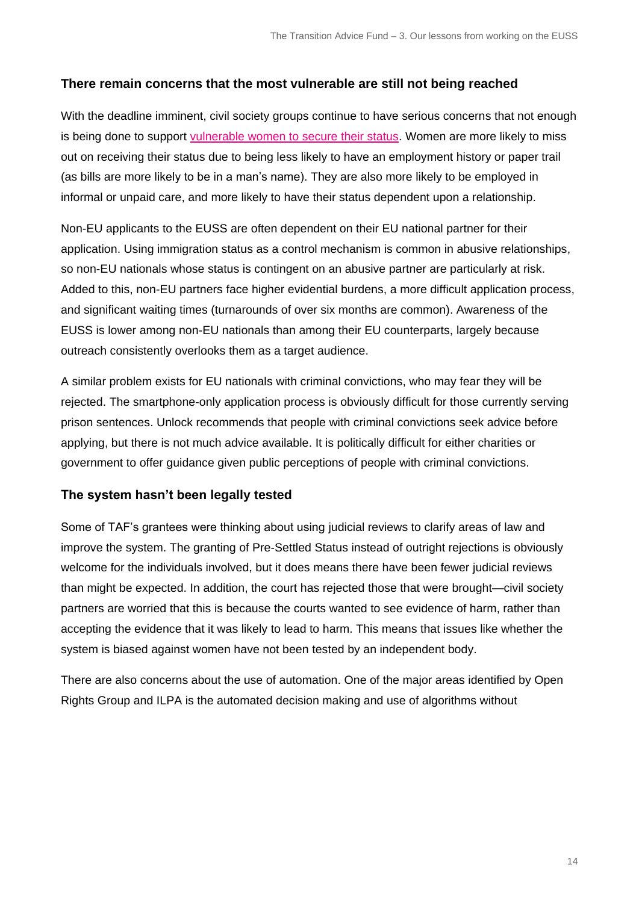### There remain concerns that the most vulnerable are still not being reached

With the deadline imminent, civil society groups continue to have serious concerns that not enough is being done to support vulnerable women to secure their status. Women are more likely to miss out on receiving their status due to being less likely to have an employment history or paper trail (as bills are more likely to be in a man's name). They are also more likely to be employed in informal or unpaid care, and more likely to have their status dependent upon a relationship.

Non-EU applicants to the EUSS are often dependent on their EU national partner for their application. Using immigration status as a control mechanism is common in abusive relationships, so non-EU nationals whose status is contingent on an abusive partner are particularly at risk. Added to this, non-EU partners face higher evidential burdens, a more difficult application process, and significant waiting times (turnarounds of over six months are common). Awareness of the EUSS is lower among non-EU nationals than among their EU counterparts, largely because outreach consistently overlooks them as a target audience.

A similar problem exists for EU nationals with criminal convictions, who may fear they will be rejected. The smartphone-only application process is obviously difficult for those currently serving prison sentences. Unlock recommends that people with criminal convictions seek advice before applying, but there is not much advice available. It is politically difficult for either charities or government to offer guidance given public perceptions of people with criminal convictions.

### The system hasn't been legally tested

Some of TAF's grantees were thinking about using judicial reviews to clarify areas of law and improve the system. The granting of Pre-Settled Status instead of outright rejections is obviously welcome for the individuals involved, but it does means there have been fewer judicial reviews than might be expected. In addition, the court has rejected those that were brought—civil society partners are worried that this is because the courts wanted to see evidence of harm, rather than accepting the evidence that it was likely to lead to harm. This means that issues like whether the system is biased against women have not been tested by an independent body.

There are also concerns about the use of automation. One of the major areas identified by Open Rights Group and ILPA is the automated decision making and use of algorithms without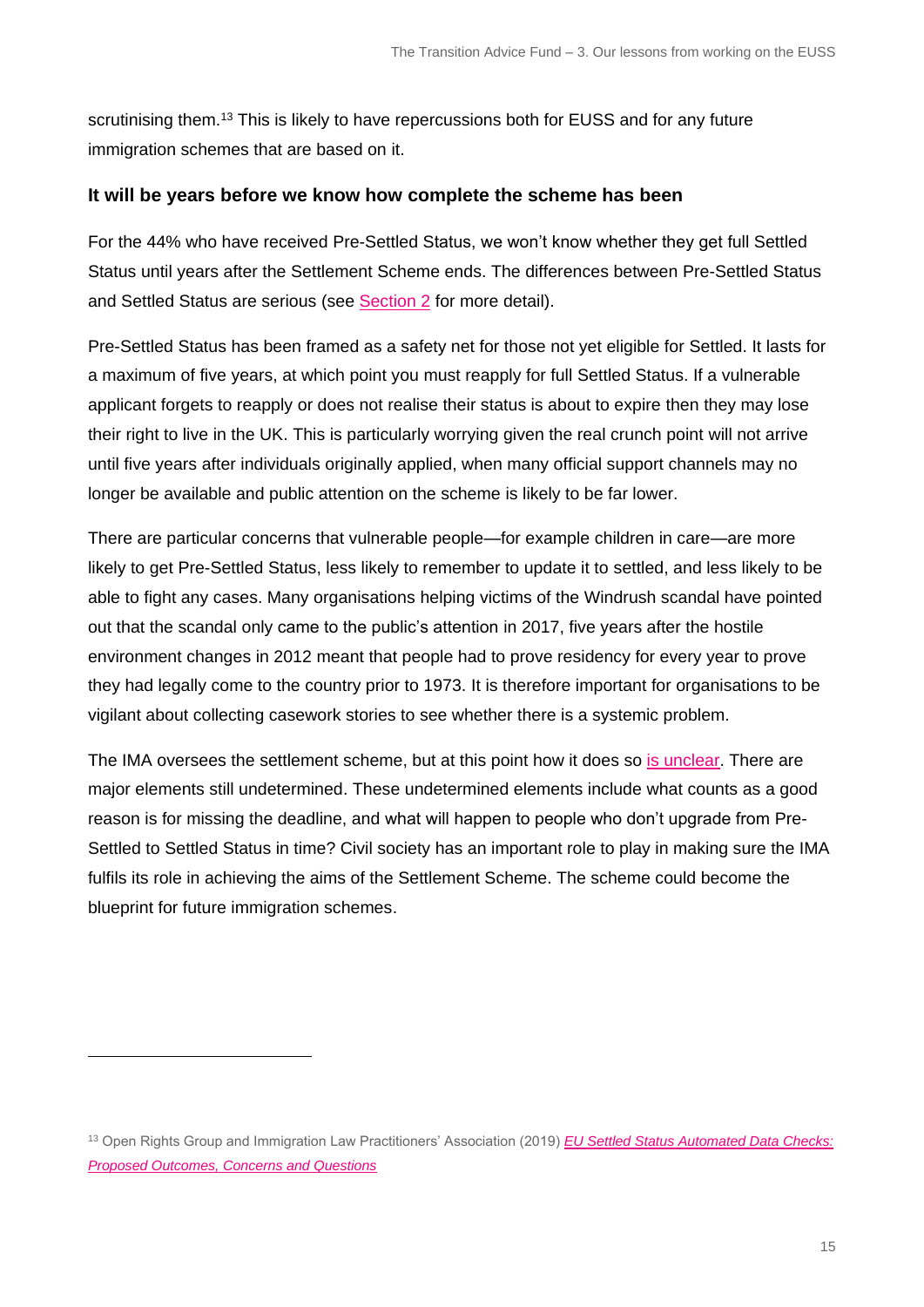scrutinising them.[13] This is likely to have repercussions both for EUSS and for any future immigration schemes that are based on it.

### It will be years before we know how complete the scheme has been

For the 44% who have received Pre-Settled Status, we won't know whether they get full Settled Status until years after the Settlement Scheme ends. The differences between Pre-Settled Status and Settled Status are serious (see Section 2 for more detail).

Pre-Settled Status has been framed as a safety net for those not yet eligible for Settled. It lasts for a maximum of five years, at which point you must reapply for full Settled Status. If a vulnerable applicant forgets to reapply or does not realise their status is about to expire then they may lose their right to live in the UK. This is particularly worrying given the real crunch point will not arrive until five years after individuals originally applied, when many official support channels may no longer be available and public attention on the scheme is likely to be far lower.

There are particular concerns that vulnerable people—for example children in care—are more likely to get Pre-Settled Status, less likely to remember to update it to settled, and less likely to be able to fight any cases. Many organisations helping victims of the Windrush scandal have pointed out that the scandal only came to the public's attention in 2017, five years after the hostile environment changes in 2012 meant that people had to prove residency for every year to prove they had legally come to the country prior to 1973. It is therefore important for organisations to be vigilant about collecting casework stories to see whether there is a systemic problem.

The IMA oversees the settlement scheme, but at this point how it does so is unclear. There are major elements still undetermined. These undetermined elements include what counts as a good reason is for missing the deadline, and what will happen to people who don't upgrade from Pre-Settled to Settled Status in time? Civil society has an important role to play in making sure the IMA fulfils its role in achieving the aims of the Settlement Scheme. The scheme could become the blueprint for future immigration schemes.

---

[13] Open Rights Group and Immigration Law Practitioners' Association (2019) *EU Settled Status Automated Data Checks: Proposed Outcomes, Concerns and Questions*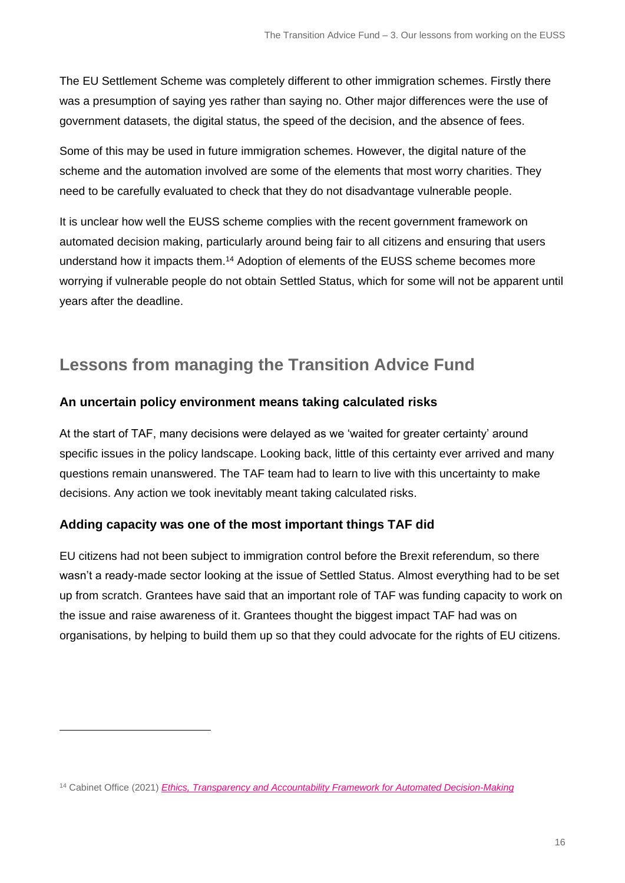The EU Settlement Scheme was completely different to other immigration schemes. Firstly there was a presumption of saying yes rather than saying no. Other major differences were the use of government datasets, the digital status, the speed of the decision, and the absence of fees.

Some of this may be used in future immigration schemes. However, the digital nature of the scheme and the automation involved are some of the elements that most worry charities. They need to be carefully evaluated to check that they do not disadvantage vulnerable people.

It is unclear how well the EUSS scheme complies with the recent government framework on automated decision making, particularly around being fair to all citizens and ensuring that users understand how it impacts them.[14] Adoption of elements of the EUSS scheme becomes more worrying if vulnerable people do not obtain Settled Status, which for some will not be apparent until years after the deadline.

## Lessons from managing the Transition Advice Fund

### An uncertain policy environment means taking calculated risks

At the start of TAF, many decisions were delayed as we 'waited for greater certainty' around specific issues in the policy landscape. Looking back, little of this certainty ever arrived and many questions remain unanswered. The TAF team had to learn to live with this uncertainty to make decisions. Any action we took inevitably meant taking calculated risks.

### Adding capacity was one of the most important things TAF did

EU citizens had not been subject to immigration control before the Brexit referendum, so there wasn't a ready-made sector looking at the issue of Settled Status. Almost everything had to be set up from scratch. Grantees have said that an important role of TAF was funding capacity to work on the issue and raise awareness of it. Grantees thought the biggest impact TAF had was on organisations, by helping to build them up so that they could advocate for the rights of EU citizens.

---

[14] Cabinet Office (2021) *Ethics, Transparency and Accountability Framework for Automated Decision-Making*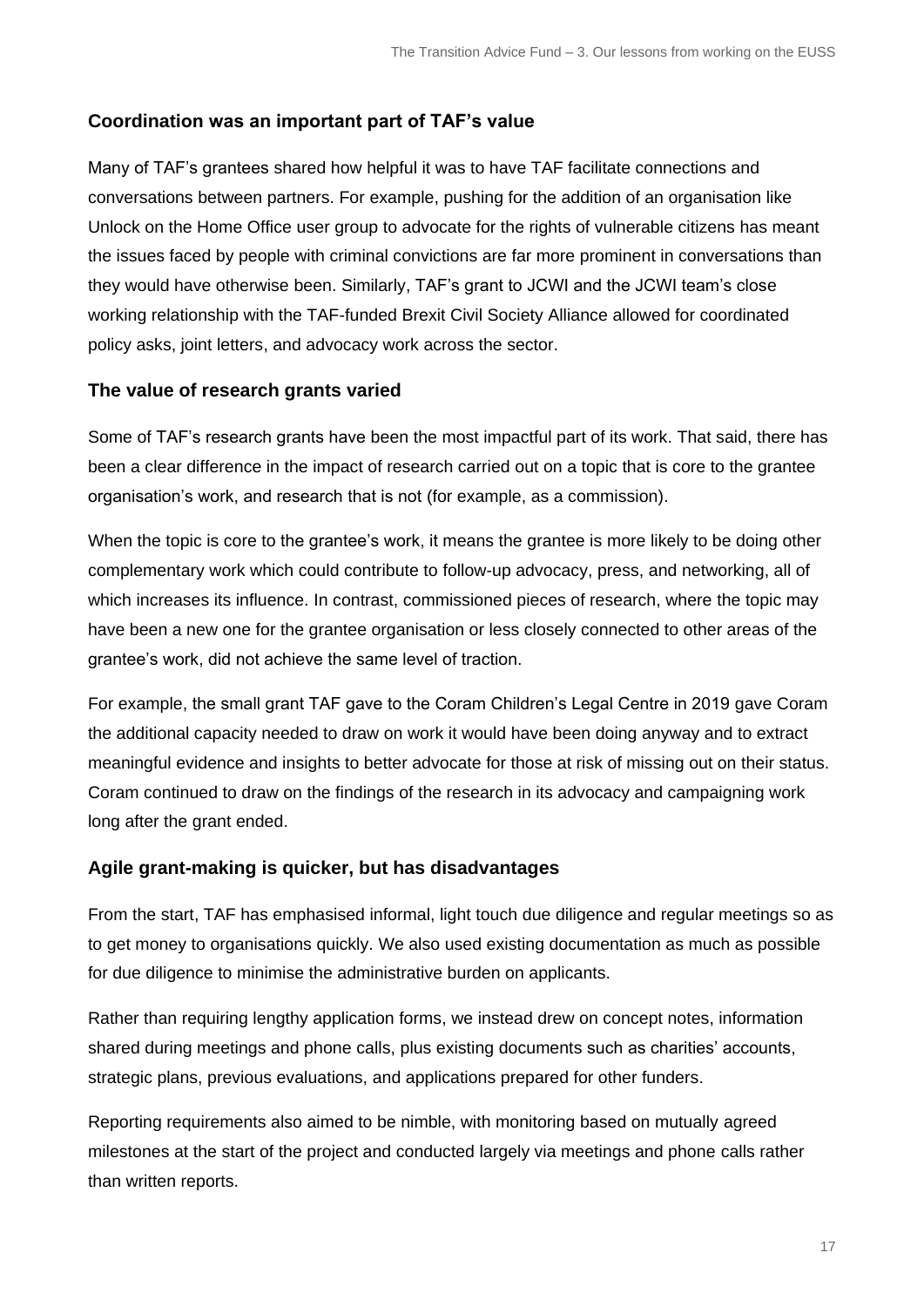### Coordination was an important part of TAF's value

Many of TAF's grantees shared how helpful it was to have TAF facilitate connections and conversations between partners. For example, pushing for the addition of an organisation like Unlock on the Home Office user group to advocate for the rights of vulnerable citizens has meant the issues faced by people with criminal convictions are far more prominent in conversations than they would have otherwise been. Similarly, TAF's grant to JCWI and the JCWI team's close working relationship with the TAF-funded Brexit Civil Society Alliance allowed for coordinated policy asks, joint letters, and advocacy work across the sector.

### The value of research grants varied

Some of TAF's research grants have been the most impactful part of its work. That said, there has been a clear difference in the impact of research carried out on a topic that is core to the grantee organisation's work, and research that is not (for example, as a commission).

When the topic is core to the grantee's work, it means the grantee is more likely to be doing other complementary work which could contribute to follow-up advocacy, press, and networking, all of which increases its influence. In contrast, commissioned pieces of research, where the topic may have been a new one for the grantee organisation or less closely connected to other areas of the grantee's work, did not achieve the same level of traction.

For example, the small grant TAF gave to the Coram Children's Legal Centre in 2019 gave Coram the additional capacity needed to draw on work it would have been doing anyway and to extract meaningful evidence and insights to better advocate for those at risk of missing out on their status. Coram continued to draw on the findings of the research in its advocacy and campaigning work long after the grant ended.

### Agile grant-making is quicker, but has disadvantages

From the start, TAF has emphasised informal, light touch due diligence and regular meetings so as to get money to organisations quickly. We also used existing documentation as much as possible for due diligence to minimise the administrative burden on applicants.

Rather than requiring lengthy application forms, we instead drew on concept notes, information shared during meetings and phone calls, plus existing documents such as charities' accounts, strategic plans, previous evaluations, and applications prepared for other funders.

Reporting requirements also aimed to be nimble, with monitoring based on mutually agreed milestones at the start of the project and conducted largely via meetings and phone calls rather than written reports.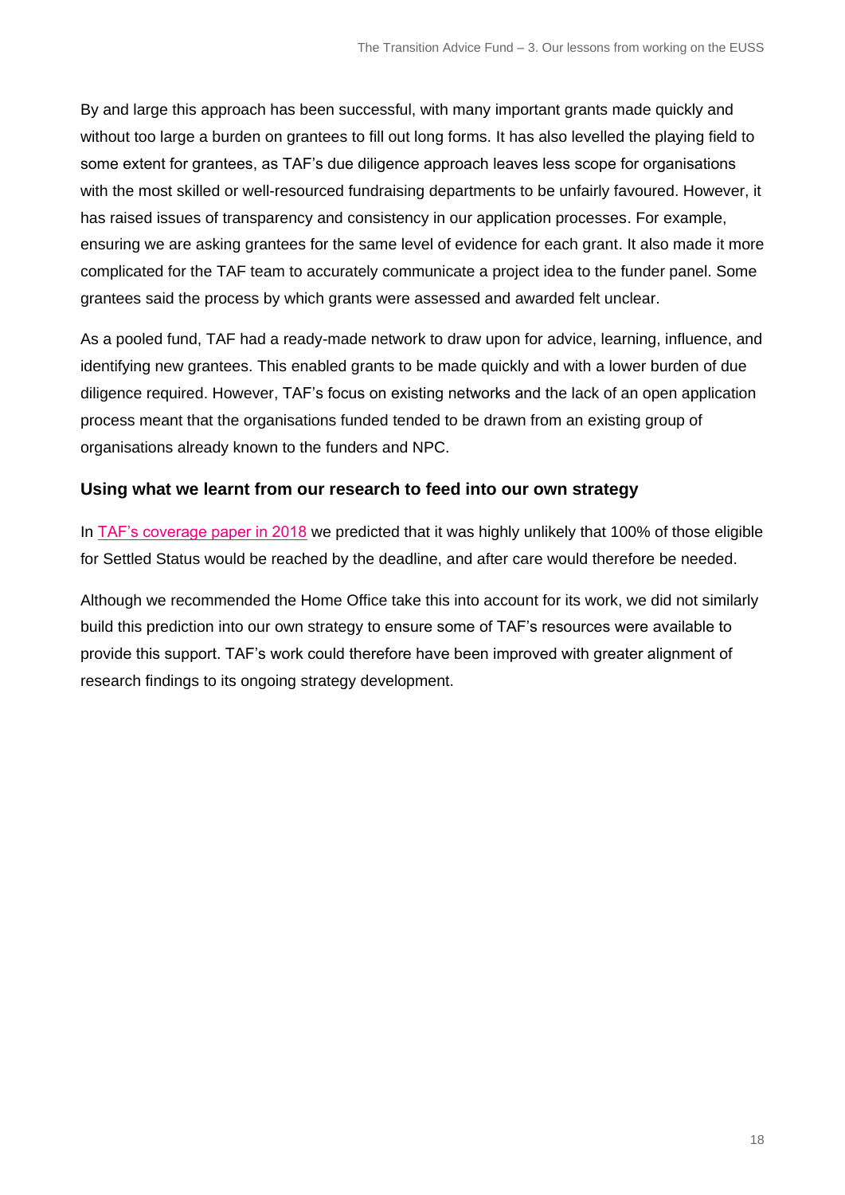By and large this approach has been successful, with many important grants made quickly and without too large a burden on grantees to fill out long forms. It has also levelled the playing field to some extent for grantees, as TAF's due diligence approach leaves less scope for organisations with the most skilled or well-resourced fundraising departments to be unfairly favoured. However, it has raised issues of transparency and consistency in our application processes. For example, ensuring we are asking grantees for the same level of evidence for each grant. It also made it more complicated for the TAF team to accurately communicate a project idea to the funder panel. Some grantees said the process by which grants were assessed and awarded felt unclear.

As a pooled fund, TAF had a ready-made network to draw upon for advice, learning, influence, and identifying new grantees. This enabled grants to be made quickly and with a lower burden of due diligence required. However, TAF's focus on existing networks and the lack of an open application process meant that the organisations funded tended to be drawn from an existing group of organisations already known to the funders and NPC.

### Using what we learnt from our research to feed into our own strategy

In TAF's coverage paper in 2018 we predicted that it was highly unlikely that 100% of those eligible for Settled Status would be reached by the deadline, and after care would therefore be needed.

Although we recommended the Home Office take this into account for its work, we did not similarly build this prediction into our own strategy to ensure some of TAF's resources were available to provide this support. TAF's work could therefore have been improved with greater alignment of research findings to its ongoing strategy development.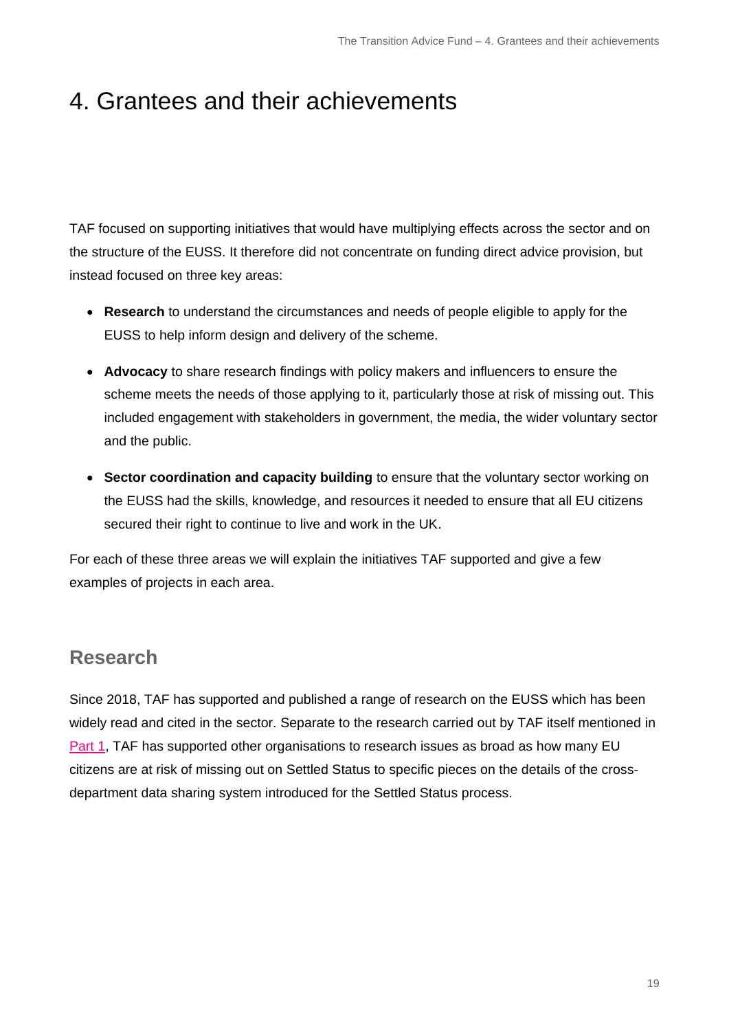# 4. Grantees and their achievements

TAF focused on supporting initiatives that would have multiplying effects across the sector and on the structure of the EUSS. It therefore did not concentrate on funding direct advice provision, but instead focused on three key areas:

- **Research** to understand the circumstances and needs of people eligible to apply for the EUSS to help inform design and delivery of the scheme.
- **Advocacy** to share research findings with policy makers and influencers to ensure the scheme meets the needs of those applying to it, particularly those at risk of missing out. This included engagement with stakeholders in government, the media, the wider voluntary sector and the public.
- **Sector coordination and capacity building** to ensure that the voluntary sector working on the EUSS had the skills, knowledge, and resources it needed to ensure that all EU citizens secured their right to continue to live and work in the UK.

For each of these three areas we will explain the initiatives TAF supported and give a few examples of projects in each area.

## Research

Since 2018, TAF has supported and published a range of research on the EUSS which has been widely read and cited in the sector. Separate to the research carried out by TAF itself mentioned in Part 1, TAF has supported other organisations to research issues as broad as how many EU citizens are at risk of missing out on Settled Status to specific pieces on the details of the cross-department data sharing system introduced for the Settled Status process.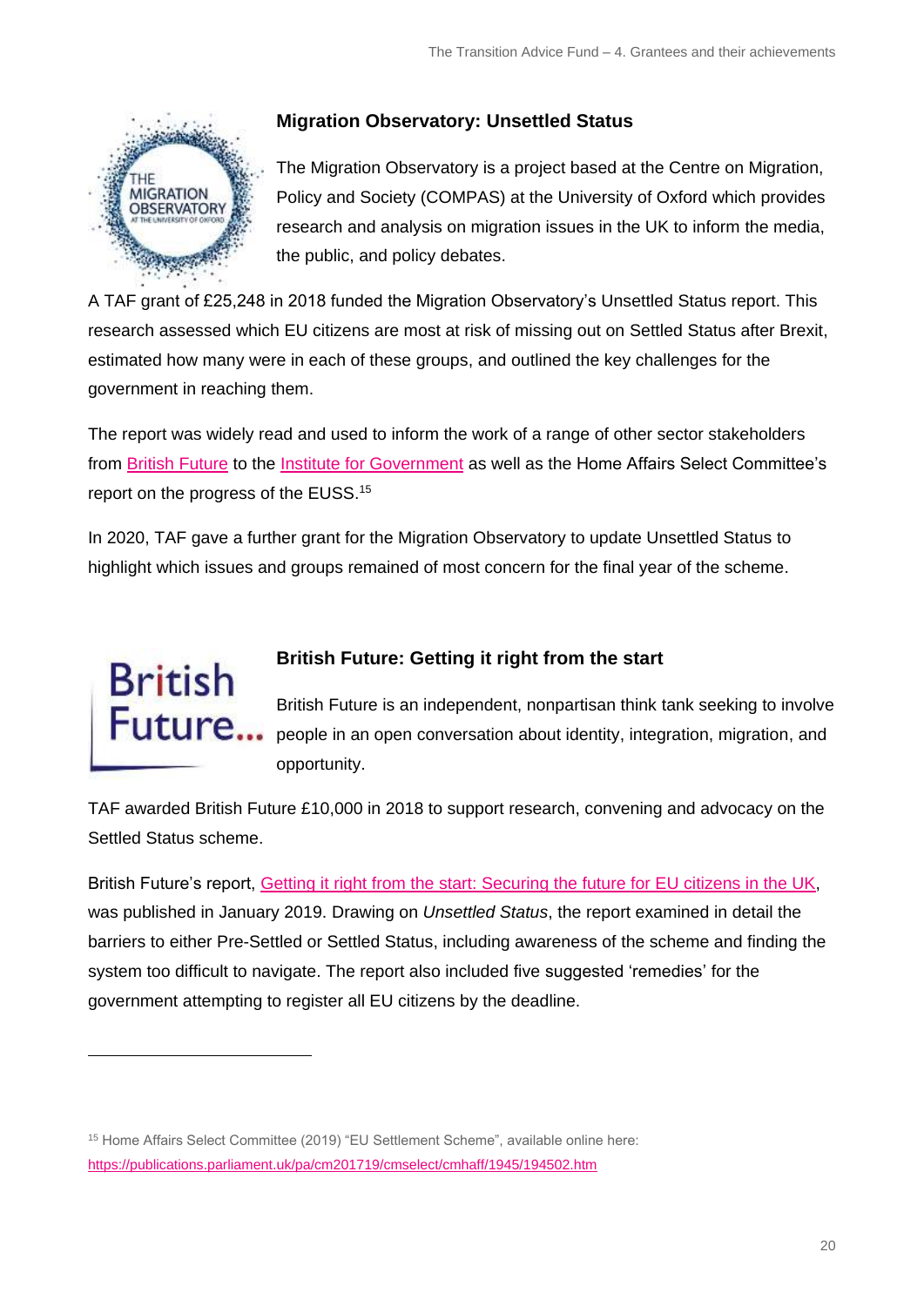### Migration Observatory: Unsettled Status

The Migration Observatory is a project based at the Centre on Migration, Policy and Society (COMPAS) at the University of Oxford which provides research and analysis on migration issues in the UK to inform the media, the public, and policy debates.

A TAF grant of £25,248 in 2018 funded the Migration Observatory's Unsettled Status report. This research assessed which EU citizens are most at risk of missing out on Settled Status after Brexit, estimated how many were in each of these groups, and outlined the key challenges for the government in reaching them.

The report was widely read and used to inform the work of a range of other sector stakeholders from British Future to the Institute for Government as well as the Home Affairs Select Committee's report on the progress of the EUSS.[15]

In 2020, TAF gave a further grant for the Migration Observatory to update Unsettled Status to highlight which issues and groups remained of most concern for the final year of the scheme.

### British Future: Getting it right from the start

British Future is an independent, nonpartisan think tank seeking to involve people in an open conversation about identity, integration, migration, and opportunity.

TAF awarded British Future £10,000 in 2018 to support research, convening and advocacy on the Settled Status scheme.

British Future's report, Getting it right from the start: Securing the future for EU citizens in the UK, was published in January 2019. Drawing on *Unsettled Status*, the report examined in detail the barriers to either Pre-Settled or Settled Status, including awareness of the scheme and finding the system too difficult to navigate. The report also included five suggested 'remedies' for the government attempting to register all EU citizens by the deadline.

---

[15] Home Affairs Select Committee (2019) "EU Settlement Scheme", available online here: https://publications.parliament.uk/pa/cm201719/cmselect/cmhaff/1945/194502.htm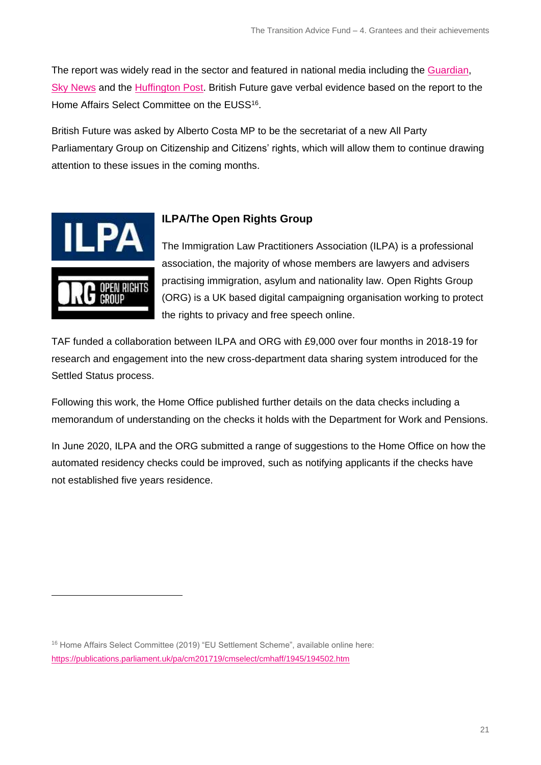The report was widely read in the sector and featured in national media including the Guardian, Sky News and the Huffington Post. British Future gave verbal evidence based on the report to the Home Affairs Select Committee on the EUSS[16].

British Future was asked by Alberto Costa MP to be the secretariat of a new All Party Parliamentary Group on Citizenship and Citizens' rights, which will allow them to continue drawing attention to these issues in the coming months.

### ILPA/The Open Rights Group

The Immigration Law Practitioners Association (ILPA) is a professional association, the majority of whose members are lawyers and advisers practising immigration, asylum and nationality law. Open Rights Group (ORG) is a UK based digital campaigning organisation working to protect the rights to privacy and free speech online.

TAF funded a collaboration between ILPA and ORG with £9,000 over four months in 2018-19 for research and engagement into the new cross-department data sharing system introduced for the Settled Status process.

Following this work, the Home Office published further details on the data checks including a memorandum of understanding on the checks it holds with the Department for Work and Pensions.

In June 2020, ILPA and the ORG submitted a range of suggestions to the Home Office on how the automated residency checks could be improved, such as notifying applicants if the checks have not established five years residence.

---

[16] Home Affairs Select Committee (2019) "EU Settlement Scheme", available online here: https://publications.parliament.uk/pa/cm201719/cmselect/cmhaff/1945/194502.htm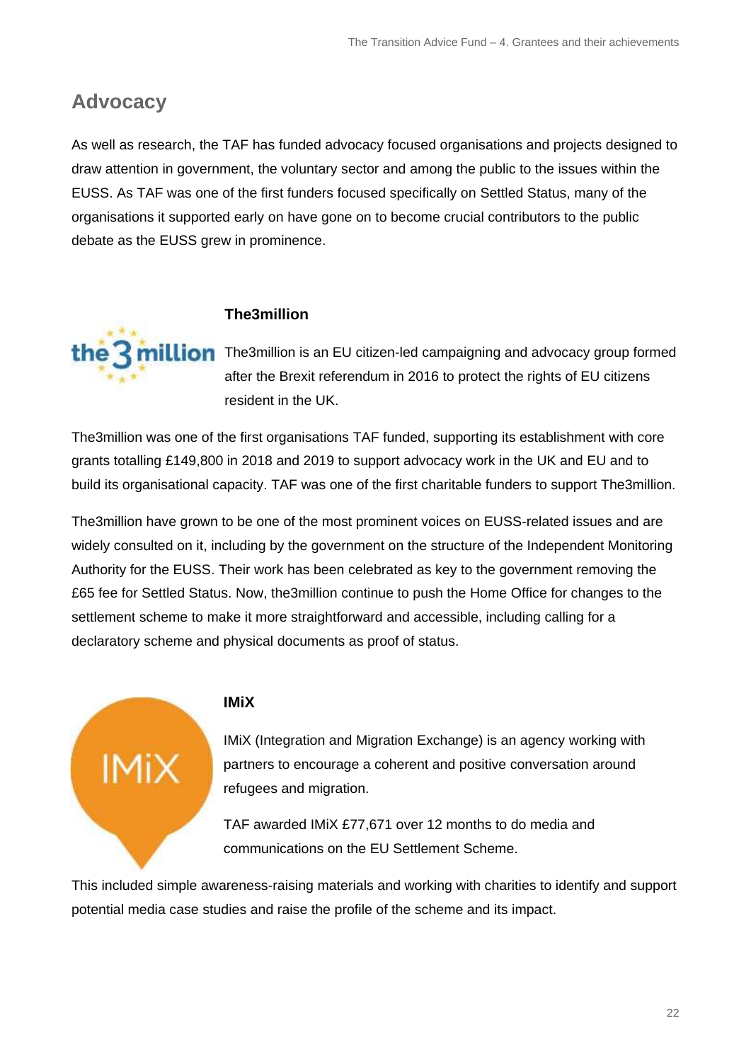## Advocacy

As well as research, the TAF has funded advocacy focused organisations and projects designed to draw attention in government, the voluntary sector and among the public to the issues within the EUSS. As TAF was one of the first funders focused specifically on Settled Status, many of the organisations it supported early on have gone on to become crucial contributors to the public debate as the EUSS grew in prominence.

### The3million

The3million is an EU citizen-led campaigning and advocacy group formed after the Brexit referendum in 2016 to protect the rights of EU citizens resident in the UK.

The3million was one of the first organisations TAF funded, supporting its establishment with core grants totalling £149,800 in 2018 and 2019 to support advocacy work in the UK and EU and to build its organisational capacity. TAF was one of the first charitable funders to support The3million.

The3million have grown to be one of the most prominent voices on EUSS-related issues and are widely consulted on it, including by the government on the structure of the Independent Monitoring Authority for the EUSS. Their work has been celebrated as key to the government removing the £65 fee for Settled Status. Now, the3million continue to push the Home Office for changes to the settlement scheme to make it more straightforward and accessible, including calling for a declaratory scheme and physical documents as proof of status.

### IMiX

IMiX (Integration and Migration Exchange) is an agency working with partners to encourage a coherent and positive conversation around refugees and migration.

TAF awarded IMiX £77,671 over 12 months to do media and communications on the EU Settlement Scheme.

This included simple awareness-raising materials and working with charities to identify and support potential media case studies and raise the profile of the scheme and its impact.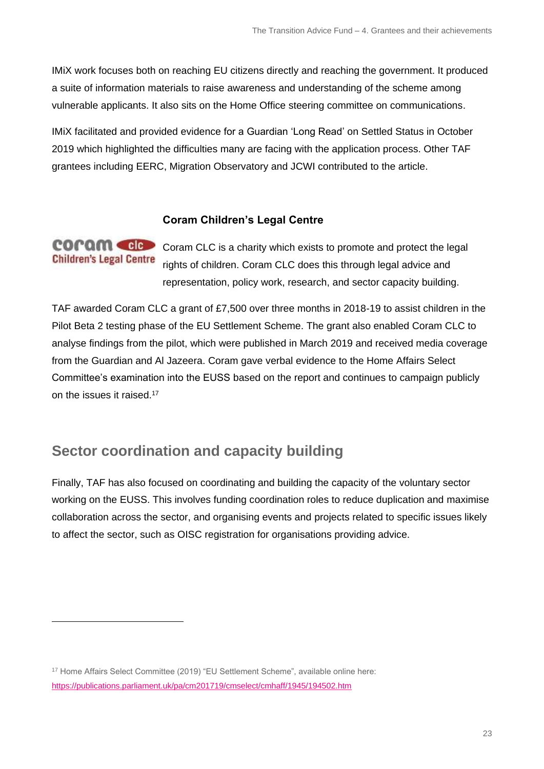IMiX work focuses both on reaching EU citizens directly and reaching the government. It produced a suite of information materials to raise awareness and understanding of the scheme among vulnerable applicants. It also sits on the Home Office steering committee on communications.

IMiX facilitated and provided evidence for a Guardian 'Long Read' on Settled Status in October 2019 which highlighted the difficulties many are facing with the application process. Other TAF grantees including EERC, Migration Observatory and JCWI contributed to the article.

### Coram Children's Legal Centre

Coram CLC is a charity which exists to promote and protect the legal rights of children. Coram CLC does this through legal advice and representation, policy work, research, and sector capacity building.

TAF awarded Coram CLC a grant of £7,500 over three months in 2018-19 to assist children in the Pilot Beta 2 testing phase of the EU Settlement Scheme. The grant also enabled Coram CLC to analyse findings from the pilot, which were published in March 2019 and received media coverage from the Guardian and Al Jazeera. Coram gave verbal evidence to the Home Affairs Select Committee's examination into the EUSS based on the report and continues to campaign publicly on the issues it raised.[17]

## Sector coordination and capacity building

Finally, TAF has also focused on coordinating and building the capacity of the voluntary sector working on the EUSS. This involves funding coordination roles to reduce duplication and maximise collaboration across the sector, and organising events and projects related to specific issues likely to affect the sector, such as OISC registration for organisations providing advice.

---

[17] Home Affairs Select Committee (2019) "EU Settlement Scheme", available online here: https://publications.parliament.uk/pa/cm201719/cmselect/cmhaff/1945/194502.htm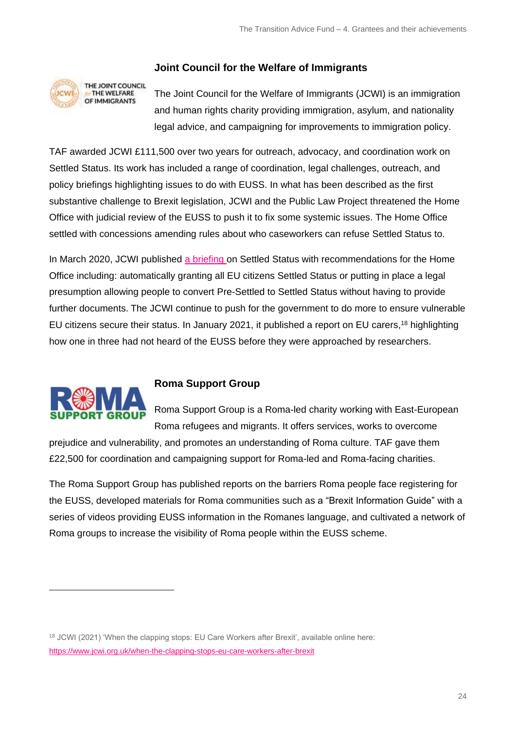### Joint Council for the Welfare of Immigrants

The Joint Council for the Welfare of Immigrants (JCWI) is an immigration and human rights charity providing immigration, asylum, and nationality legal advice, and campaigning for improvements to immigration policy.

TAF awarded JCWI £111,500 over two years for outreach, advocacy, and coordination work on Settled Status. Its work has included a range of coordination, legal challenges, outreach, and policy briefings highlighting issues to do with EUSS. In what has been described as the first substantive challenge to Brexit legislation, JCWI and the Public Law Project threatened the Home Office with judicial review of the EUSS to push it to fix some systemic issues. The Home Office settled with concessions amending rules about who caseworkers can refuse Settled Status to.

In March 2020, JCWI published a briefing on Settled Status with recommendations for the Home Office including: automatically granting all EU citizens Settled Status or putting in place a legal presumption allowing people to convert Pre-Settled to Settled Status without having to provide further documents. The JCWI continue to push for the government to do more to ensure vulnerable EU citizens secure their status. In January 2021, it published a report on EU carers,[18] highlighting how one in three had not heard of the EUSS before they were approached by researchers.

### Roma Support Group

Roma Support Group is a Roma-led charity working with East-European Roma refugees and migrants. It offers services, works to overcome prejudice and vulnerability, and promotes an understanding of Roma culture. TAF gave them £22,500 for coordination and campaigning support for Roma-led and Roma-facing charities.

The Roma Support Group has published reports on the barriers Roma people face registering for the EUSS, developed materials for Roma communities such as a “Brexit Information Guide” with a series of videos providing EUSS information in the Romanes language, and cultivated a network of Roma groups to increase the visibility of Roma people within the EUSS scheme.

---

[18] JCWI (2021) ‘When the clapping stops: EU Care Workers after Brexit’, available online here: https://www.jcwi.org.uk/when-the-clapping-stops-eu-care-workers-after-brexit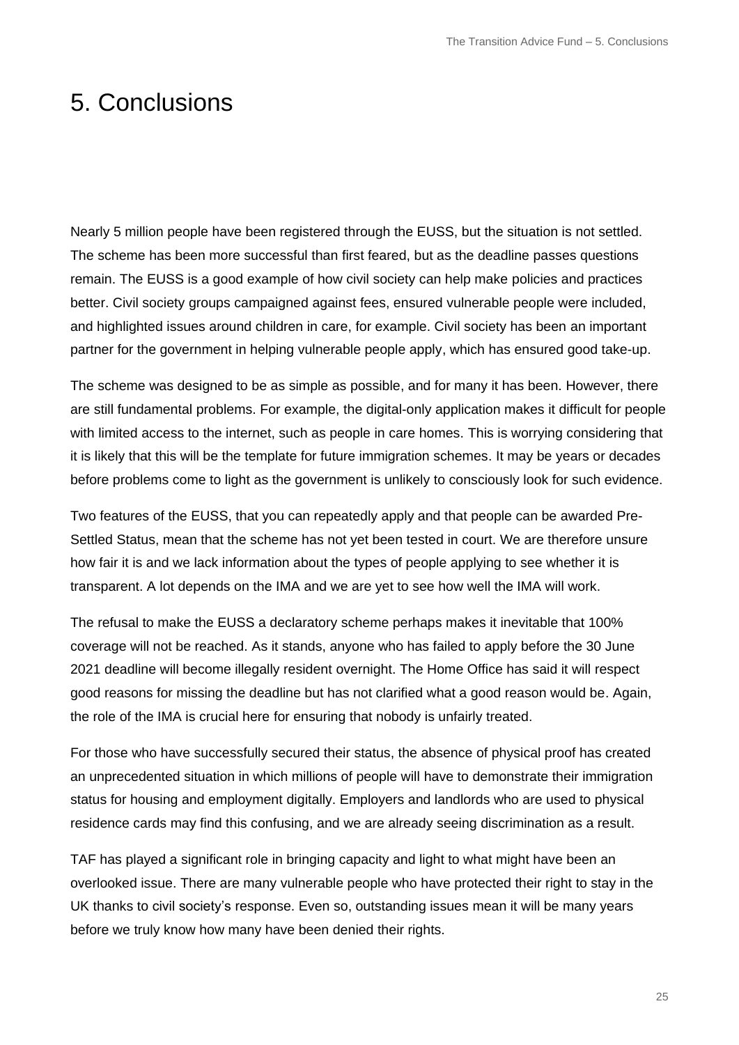# 5. Conclusions

Nearly 5 million people have been registered through the EUSS, but the situation is not settled. The scheme has been more successful than first feared, but as the deadline passes questions remain. The EUSS is a good example of how civil society can help make policies and practices better. Civil society groups campaigned against fees, ensured vulnerable people were included, and highlighted issues around children in care, for example. Civil society has been an important partner for the government in helping vulnerable people apply, which has ensured good take-up.

The scheme was designed to be as simple as possible, and for many it has been. However, there are still fundamental problems. For example, the digital-only application makes it difficult for people with limited access to the internet, such as people in care homes. This is worrying considering that it is likely that this will be the template for future immigration schemes. It may be years or decades before problems come to light as the government is unlikely to consciously look for such evidence.

Two features of the EUSS, that you can repeatedly apply and that people can be awarded Pre-Settled Status, mean that the scheme has not yet been tested in court. We are therefore unsure how fair it is and we lack information about the types of people applying to see whether it is transparent. A lot depends on the IMA and we are yet to see how well the IMA will work.

The refusal to make the EUSS a declaratory scheme perhaps makes it inevitable that 100% coverage will not be reached. As it stands, anyone who has failed to apply before the 30 June 2021 deadline will become illegally resident overnight. The Home Office has said it will respect good reasons for missing the deadline but has not clarified what a good reason would be. Again, the role of the IMA is crucial here for ensuring that nobody is unfairly treated.

For those who have successfully secured their status, the absence of physical proof has created an unprecedented situation in which millions of people will have to demonstrate their immigration status for housing and employment digitally. Employers and landlords who are used to physical residence cards may find this confusing, and we are already seeing discrimination as a result.

TAF has played a significant role in bringing capacity and light to what might have been an overlooked issue. There are many vulnerable people who have protected their right to stay in the UK thanks to civil society's response. Even so, outstanding issues mean it will be many years before we truly know how many have been denied their rights.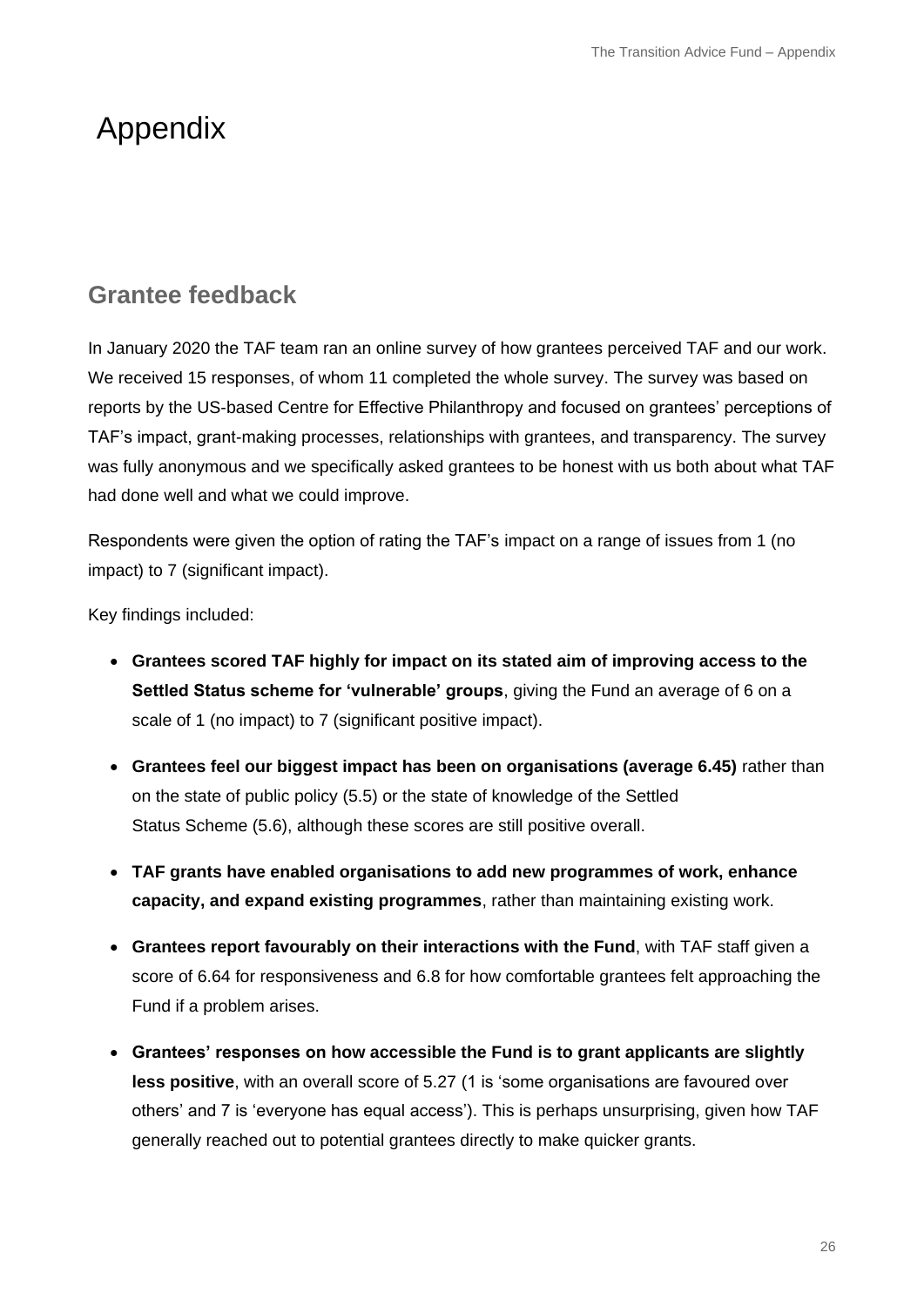# Appendix

## Grantee feedback

In January 2020 the TAF team ran an online survey of how grantees perceived TAF and our work. We received 15 responses, of whom 11 completed the whole survey. The survey was based on reports by the US-based Centre for Effective Philanthropy and focused on grantees' perceptions of TAF's impact, grant-making processes, relationships with grantees, and transparency. The survey was fully anonymous and we specifically asked grantees to be honest with us both about what TAF had done well and what we could improve.

Respondents were given the option of rating the TAF's impact on a range of issues from 1 (no impact) to 7 (significant impact).

Key findings included:

- **Grantees scored TAF highly for impact on its stated aim of improving access to the Settled Status scheme for 'vulnerable' groups**, giving the Fund an average of 6 on a scale of 1 (no impact) to 7 (significant positive impact).
- **Grantees feel our biggest impact has been on organisations (average 6.45)** rather than on the state of public policy (5.5) or the state of knowledge of the Settled Status Scheme (5.6), although these scores are still positive overall.
- **TAF grants have enabled organisations to add new programmes of work, enhance capacity, and expand existing programmes**, rather than maintaining existing work.
- **Grantees report favourably on their interactions with the Fund**, with TAF staff given a score of 6.64 for responsiveness and 6.8 for how comfortable grantees felt approaching the Fund if a problem arises.
- **Grantees' responses on how accessible the Fund is to grant applicants are slightly less positive**, with an overall score of 5.27 (1 is 'some organisations are favoured over others' and 7 is 'everyone has equal access'). This is perhaps unsurprising, given how TAF generally reached out to potential grantees directly to make quicker grants.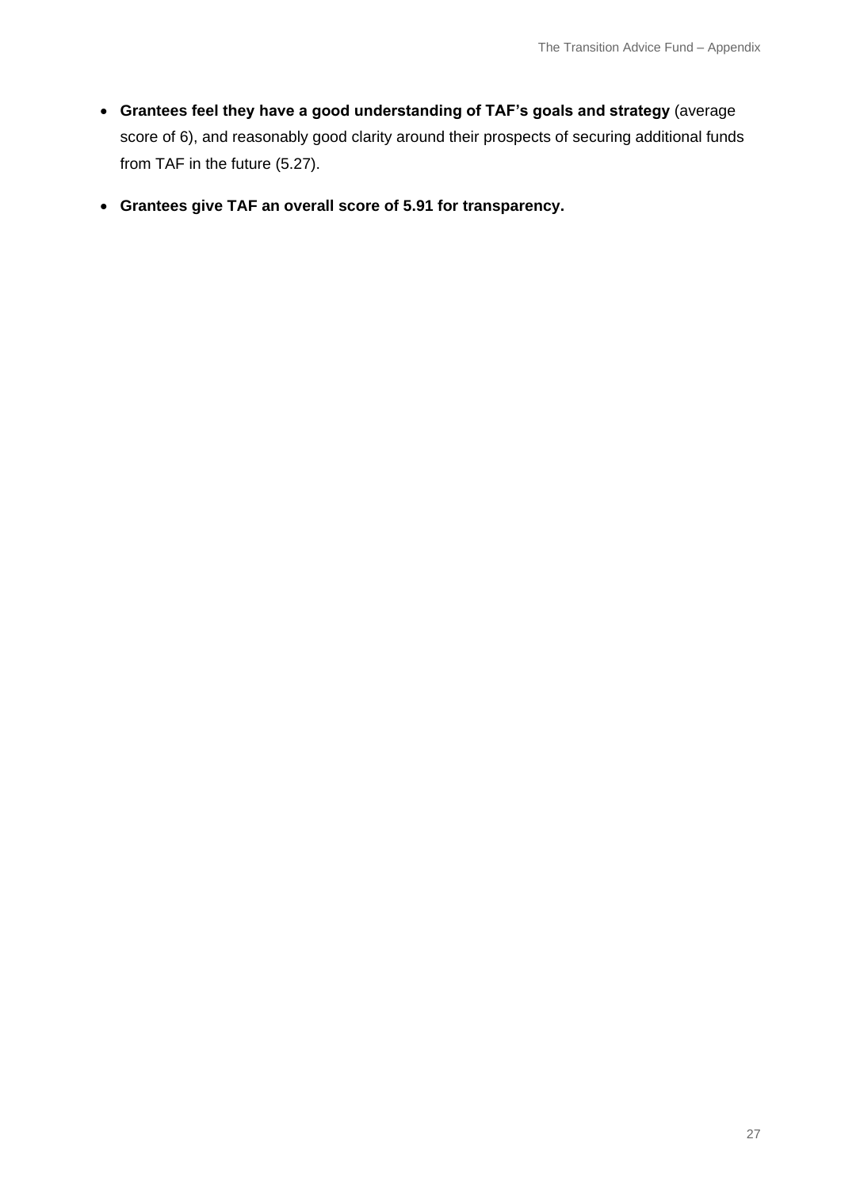- **Grantees feel they have a good understanding of TAF's goals and strategy** (average score of 6), and reasonably good clarity around their prospects of securing additional funds from TAF in the future (5.27).
- **Grantees give TAF an overall score of 5.91 for transparency.**